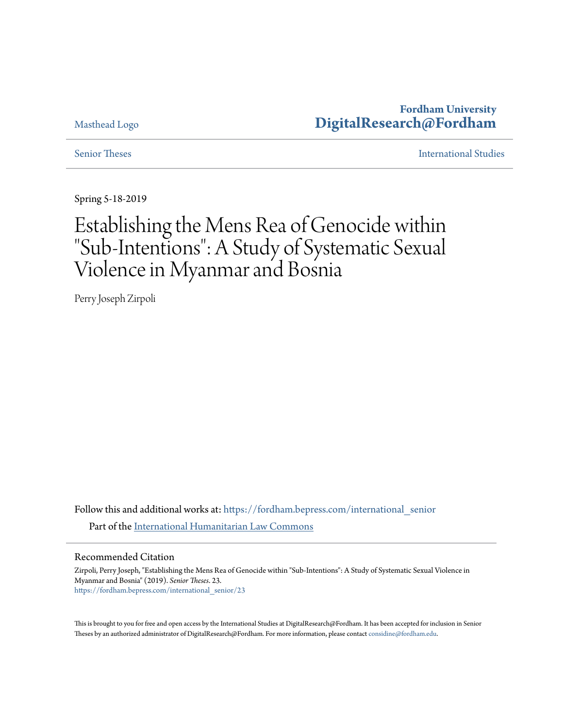Masthead Logo

**Fordham University**
**DigitalResearch@Fordham**

Senior Theses

International Studies

Spring 5-18-2019

# Establishing the Mens Rea of Genocide within "Sub-Intentions": A Study of Systematic Sexual Violence in Myanmar and Bosnia

Perry Joseph Zirpoli

Follow this and additional works at: https://fordham.bepress.com/international_senior

Part of the International Humanitarian Law Commons

## Recommended Citation

Zirpoli, Perry Joseph, "Establishing the Mens Rea of Genocide within "Sub-Intentions": A Study of Systematic Sexual Violence in Myanmar and Bosnia" (2019). *Senior Theses*. 23.
https://fordham.bepress.com/international_senior/23

This is brought to you for free and open access by the International Studies at DigitalResearch@Fordham. It has been accepted for inclusion in Senior Theses by an authorized administrator of DigitalResearch@Fordham. For more information, please contact considine@fordham.edu.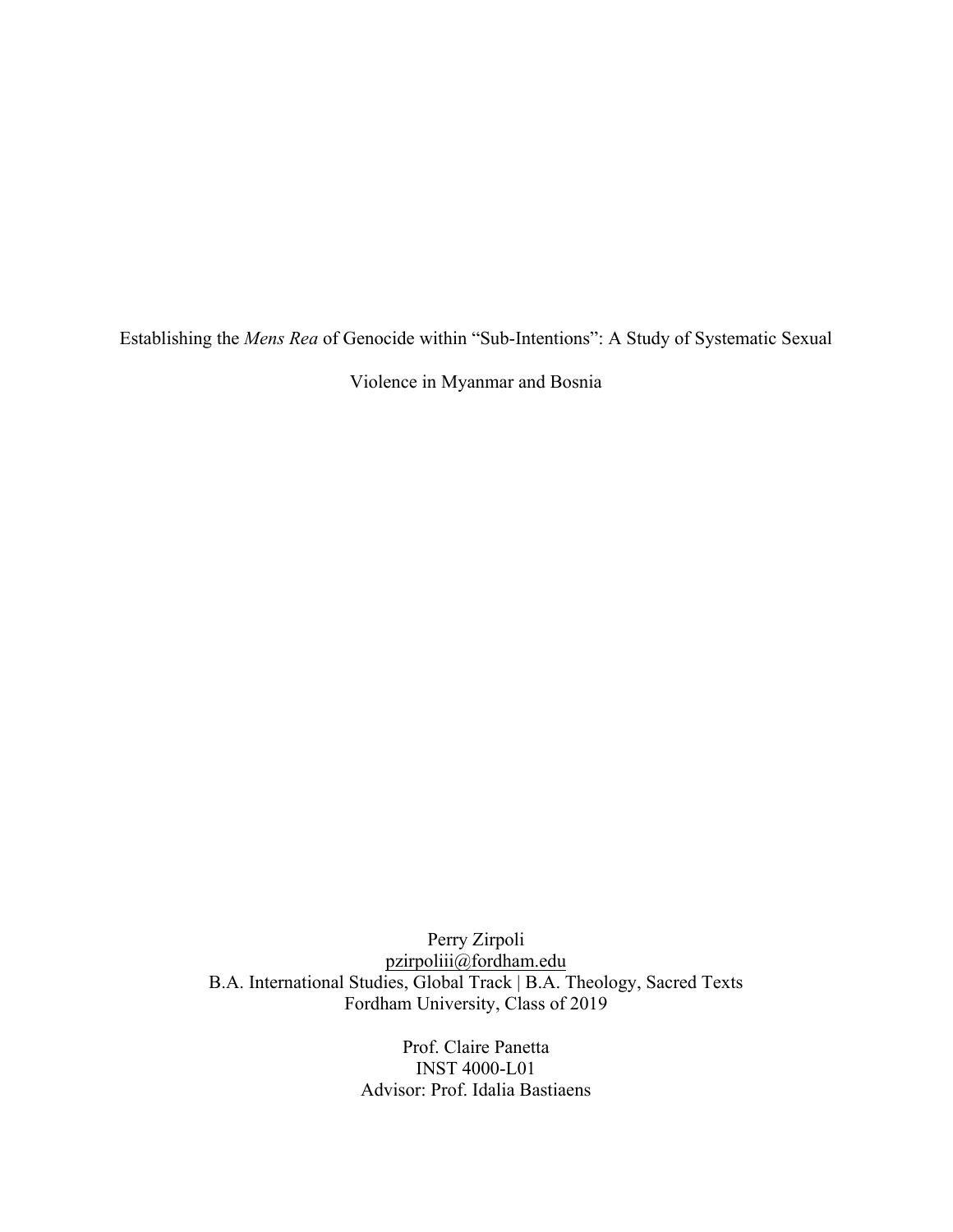# Establishing the *Mens Rea* of Genocide within "Sub-Intentions": A Study of Systematic Sexual Violence in Myanmar and Bosnia

Perry Zirpoli
pzirpoliii@fordham.edu
B.A. International Studies, Global Track | B.A. Theology, Sacred Texts
Fordham University, Class of 2019

Prof. Claire Panetta
INST 4000-L01
Advisor: Prof. Idalia Bastiaens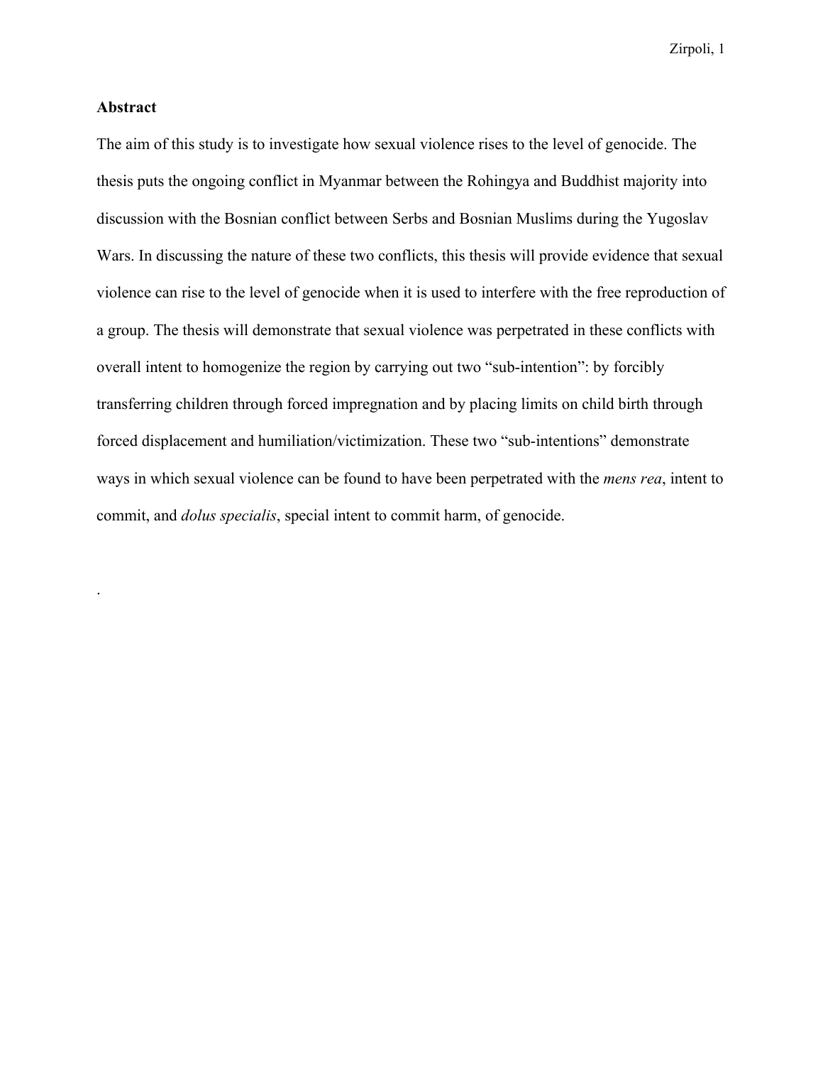## Abstract

The aim of this study is to investigate how sexual violence rises to the level of genocide. The thesis puts the ongoing conflict in Myanmar between the Rohingya and Buddhist majority into discussion with the Bosnian conflict between Serbs and Bosnian Muslims during the Yugoslav Wars. In discussing the nature of these two conflicts, this thesis will provide evidence that sexual violence can rise to the level of genocide when it is used to interfere with the free reproduction of a group. The thesis will demonstrate that sexual violence was perpetrated in these conflicts with overall intent to homogenize the region by carrying out two "sub-intention": by forcibly transferring children through forced impregnation and by placing limits on child birth through forced displacement and humiliation/victimization. These two "sub-intentions" demonstrate ways in which sexual violence can be found to have been perpetrated with the *mens rea*, intent to commit, and *dolus specialis*, special intent to commit harm, of genocide.

.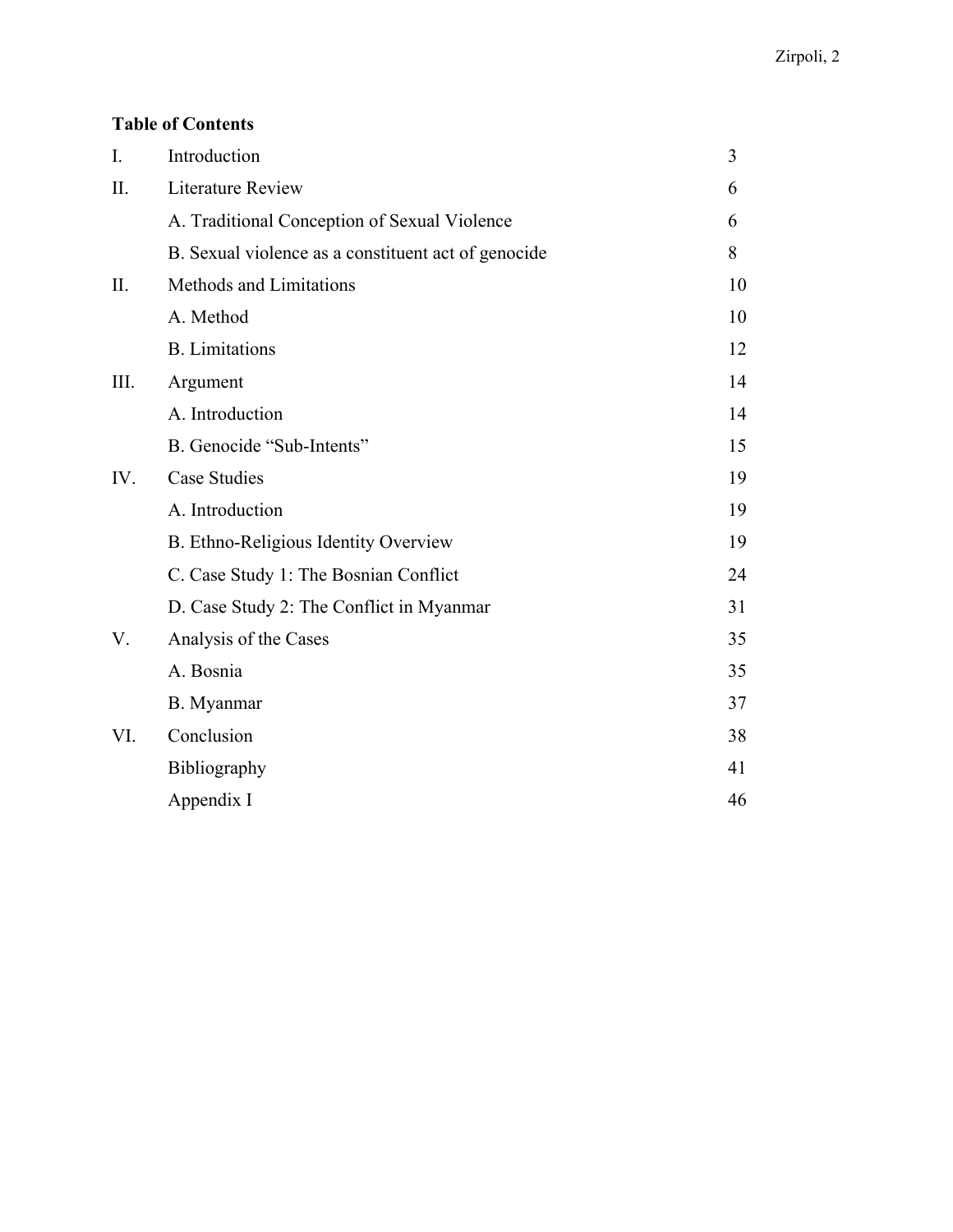**Table of Contents**

| | | |
|---|---|---|
| I. | Introduction | 3 |
| II. | Literature Review | 6 |
| | A. Traditional Conception of Sexual Violence | 6 |
| | B. Sexual violence as a constituent act of genocide | 8 |
| II. | Methods and Limitations | 10 |
| | A. Method | 10 |
| | B. Limitations | 12 |
| III. | Argument | 14 |
| | A. Introduction | 14 |
| | B. Genocide "Sub-Intents" | 15 |
| IV. | Case Studies | 19 |
| | A. Introduction | 19 |
| | B. Ethno-Religious Identity Overview | 19 |
| | C. Case Study 1: The Bosnian Conflict | 24 |
| | D. Case Study 2: The Conflict in Myanmar | 31 |
| V. | Analysis of the Cases | 35 |
| | A. Bosnia | 35 |
| | B. Myanmar | 37 |
| VI. | Conclusion | 38 |
| | Bibliography | 41 |
| | Appendix I | 46 |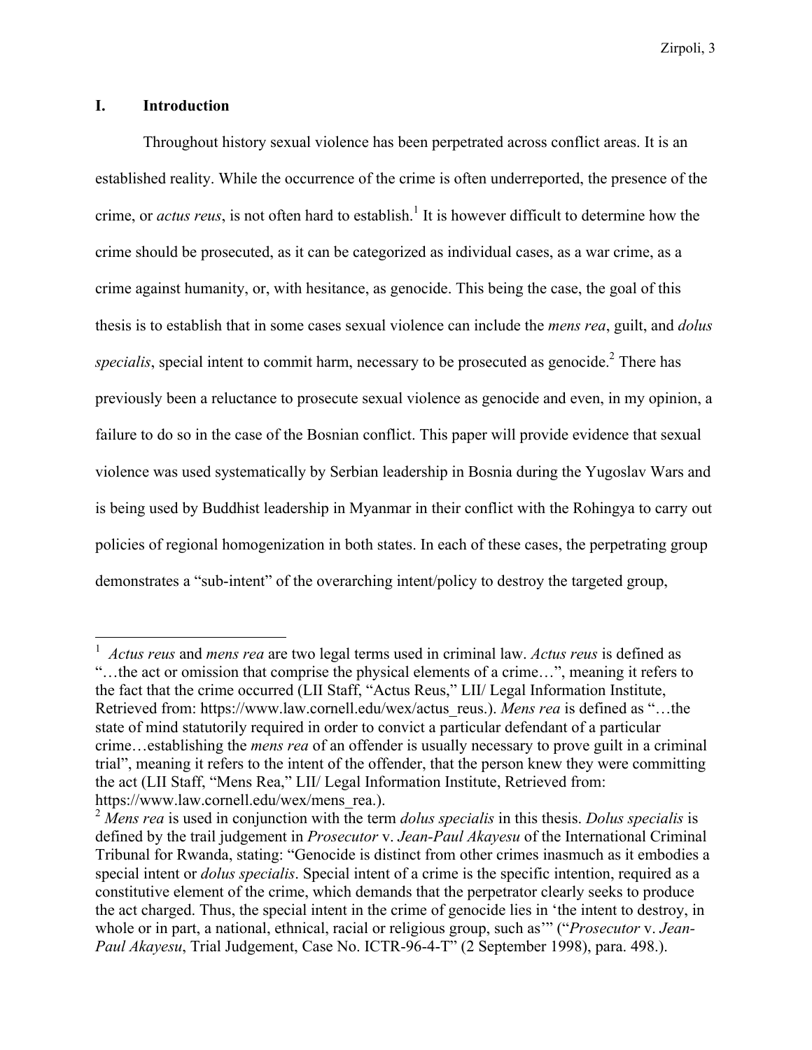## I. Introduction

Throughout history sexual violence has been perpetrated across conflict areas. It is an established reality. While the occurrence of the crime is often underreported, the presence of the crime, or *actus reus*, is not often hard to establish.[1] It is however difficult to determine how the crime should be prosecuted, as it can be categorized as individual cases, as a war crime, as a crime against humanity, or, with hesitance, as genocide. This being the case, the goal of this thesis is to establish that in some cases sexual violence can include the *mens rea*, guilt, and *dolus specialis*, special intent to commit harm, necessary to be prosecuted as genocide.[2] There has previously been a reluctance to prosecute sexual violence as genocide and even, in my opinion, a failure to do so in the case of the Bosnian conflict. This paper will provide evidence that sexual violence was used systematically by Serbian leadership in Bosnia during the Yugoslav Wars and is being used by Buddhist leadership in Myanmar in their conflict with the Rohingya to carry out policies of regional homogenization in both states. In each of these cases, the perpetrating group demonstrates a "sub-intent" of the overarching intent/policy to destroy the targeted group,

---

[1] *Actus reus* and *mens rea* are two legal terms used in criminal law. *Actus reus* is defined as "…the act or omission that comprise the physical elements of a crime…", meaning it refers to the fact that the crime occurred (LII Staff, "Actus Reus," LII/ Legal Information Institute, Retrieved from: https://www.law.cornell.edu/wex/actus_reus.). *Mens rea* is defined as "…the state of mind statutorily required in order to convict a particular defendant of a particular crime…establishing the *mens rea* of an offender is usually necessary to prove guilt in a criminal trial", meaning it refers to the intent of the offender, that the person knew they were committing the act (LII Staff, "Mens Rea," LII/ Legal Information Institute, Retrieved from: https://www.law.cornell.edu/wex/mens_rea.).

[2] *Mens rea* is used in conjunction with the term *dolus specialis* in this thesis. *Dolus specialis* is defined by the trail judgement in *Prosecutor* v. *Jean-Paul Akayesu* of the International Criminal Tribunal for Rwanda, stating: "Genocide is distinct from other crimes inasmuch as it embodies a special intent or *dolus specialis*. Special intent of a crime is the specific intention, required as a constitutive element of the crime, which demands that the perpetrator clearly seeks to produce the act charged. Thus, the special intent in the crime of genocide lies in 'the intent to destroy, in whole or in part, a national, ethnical, racial or religious group, such as'" ("*Prosecutor* v. *Jean-Paul Akayesu*, Trial Judgement, Case No. ICTR-96-4-T" (2 September 1998), para. 498.).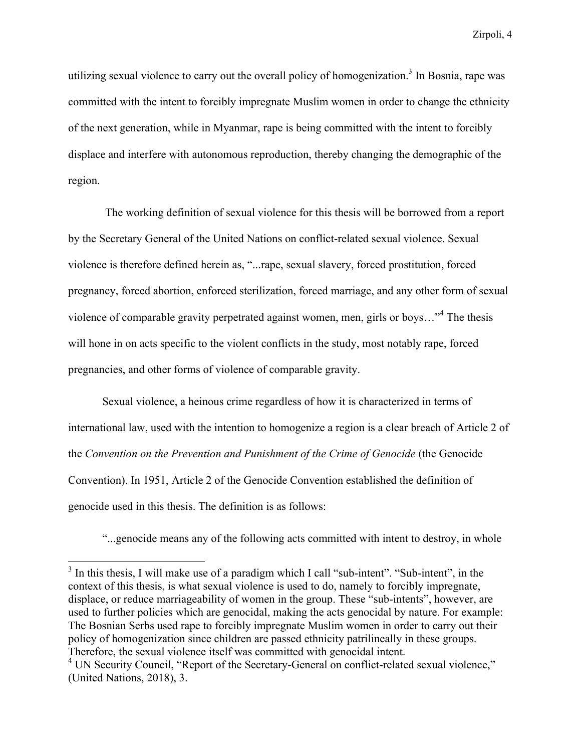utilizing sexual violence to carry out the overall policy of homogenization.[3] In Bosnia, rape was committed with the intent to forcibly impregnate Muslim women in order to change the ethnicity of the next generation, while in Myanmar, rape is being committed with the intent to forcibly displace and interfere with autonomous reproduction, thereby changing the demographic of the region.

The working definition of sexual violence for this thesis will be borrowed from a report by the Secretary General of the United Nations on conflict-related sexual violence. Sexual violence is therefore defined herein as, "...rape, sexual slavery, forced prostitution, forced pregnancy, forced abortion, enforced sterilization, forced marriage, and any other form of sexual violence of comparable gravity perpetrated against women, men, girls or boys…"[4] The thesis will hone in on acts specific to the violent conflicts in the study, most notably rape, forced pregnancies, and other forms of violence of comparable gravity.

Sexual violence, a heinous crime regardless of how it is characterized in terms of international law, used with the intention to homogenize a region is a clear breach of Article 2 of the *Convention on the Prevention and Punishment of the Crime of Genocide* (the Genocide Convention). In 1951, Article 2 of the Genocide Convention established the definition of genocide used in this thesis. The definition is as follows:

"...genocide means any of the following acts committed with intent to destroy, in whole

---

[3] In this thesis, I will make use of a paradigm which I call "sub-intent". "Sub-intent", in the context of this thesis, is what sexual violence is used to do, namely to forcibly impregnate, displace, or reduce marriageability of women in the group. These "sub-intents", however, are used to further policies which are genocidal, making the acts genocidal by nature. For example: The Bosnian Serbs used rape to forcibly impregnate Muslim women in order to carry out their policy of homogenization since children are passed ethnicity patrilineally in these groups. Therefore, the sexual violence itself was committed with genocidal intent.

[4] UN Security Council, "Report of the Secretary-General on conflict-related sexual violence," (United Nations, 2018), 3.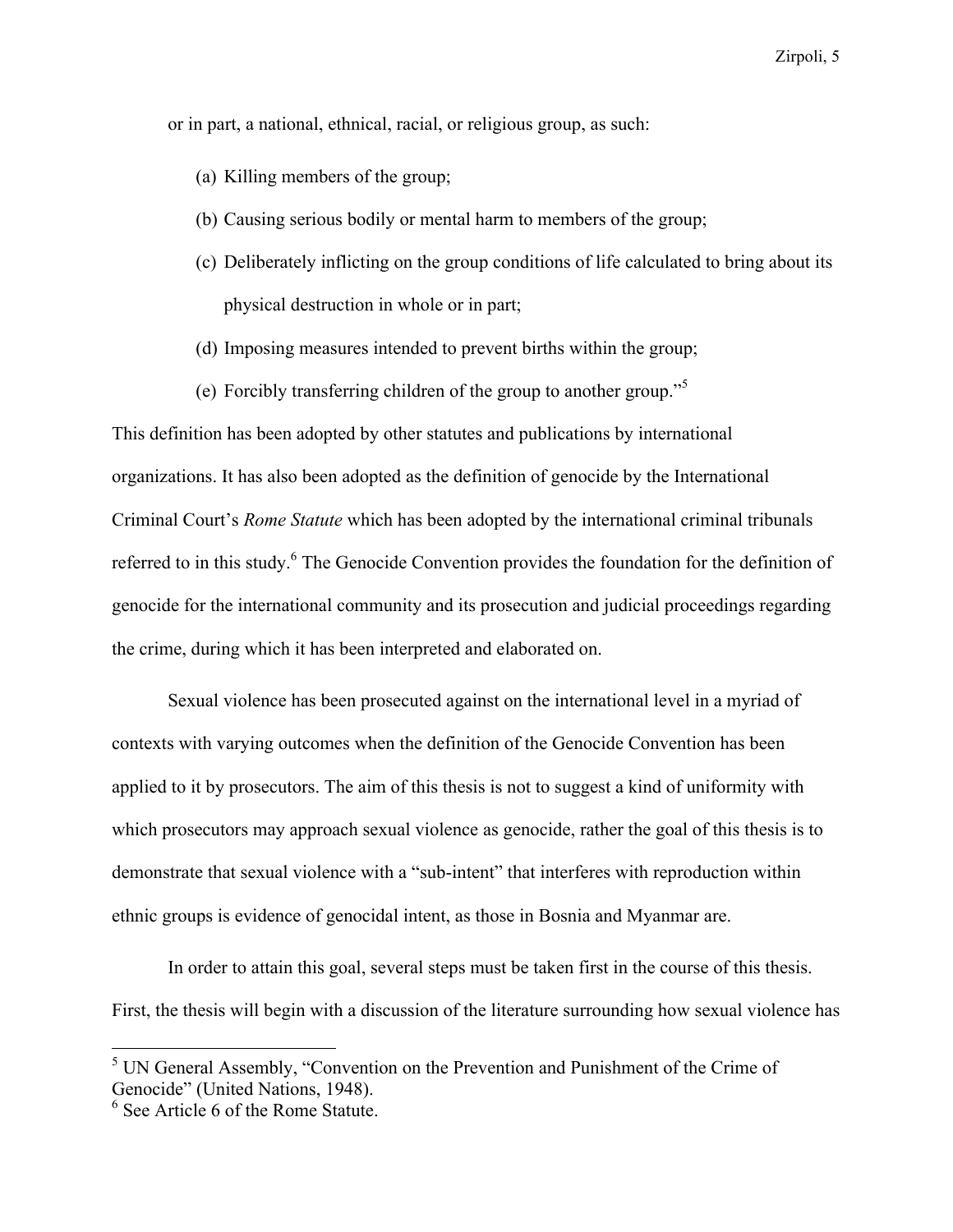or in part, a national, ethnical, racial, or religious group, as such:

(a) Killing members of the group;

(b) Causing serious bodily or mental harm to members of the group;

(c) Deliberately inflicting on the group conditions of life calculated to bring about its physical destruction in whole or in part;

(d) Imposing measures intended to prevent births within the group;

(e) Forcibly transferring children of the group to another group."[5]

This definition has been adopted by other statutes and publications by international organizations. It has also been adopted as the definition of genocide by the International Criminal Court's *Rome Statute* which has been adopted by the international criminal tribunals referred to in this study.[6] The Genocide Convention provides the foundation for the definition of genocide for the international community and its prosecution and judicial proceedings regarding the crime, during which it has been interpreted and elaborated on.

Sexual violence has been prosecuted against on the international level in a myriad of contexts with varying outcomes when the definition of the Genocide Convention has been applied to it by prosecutors. The aim of this thesis is not to suggest a kind of uniformity with which prosecutors may approach sexual violence as genocide, rather the goal of this thesis is to demonstrate that sexual violence with a "sub-intent" that interferes with reproduction within ethnic groups is evidence of genocidal intent, as those in Bosnia and Myanmar are.

In order to attain this goal, several steps must be taken first in the course of this thesis. First, the thesis will begin with a discussion of the literature surrounding how sexual violence has

---

[5] UN General Assembly, "Convention on the Prevention and Punishment of the Crime of Genocide" (United Nations, 1948).

[6] See Article 6 of the Rome Statute.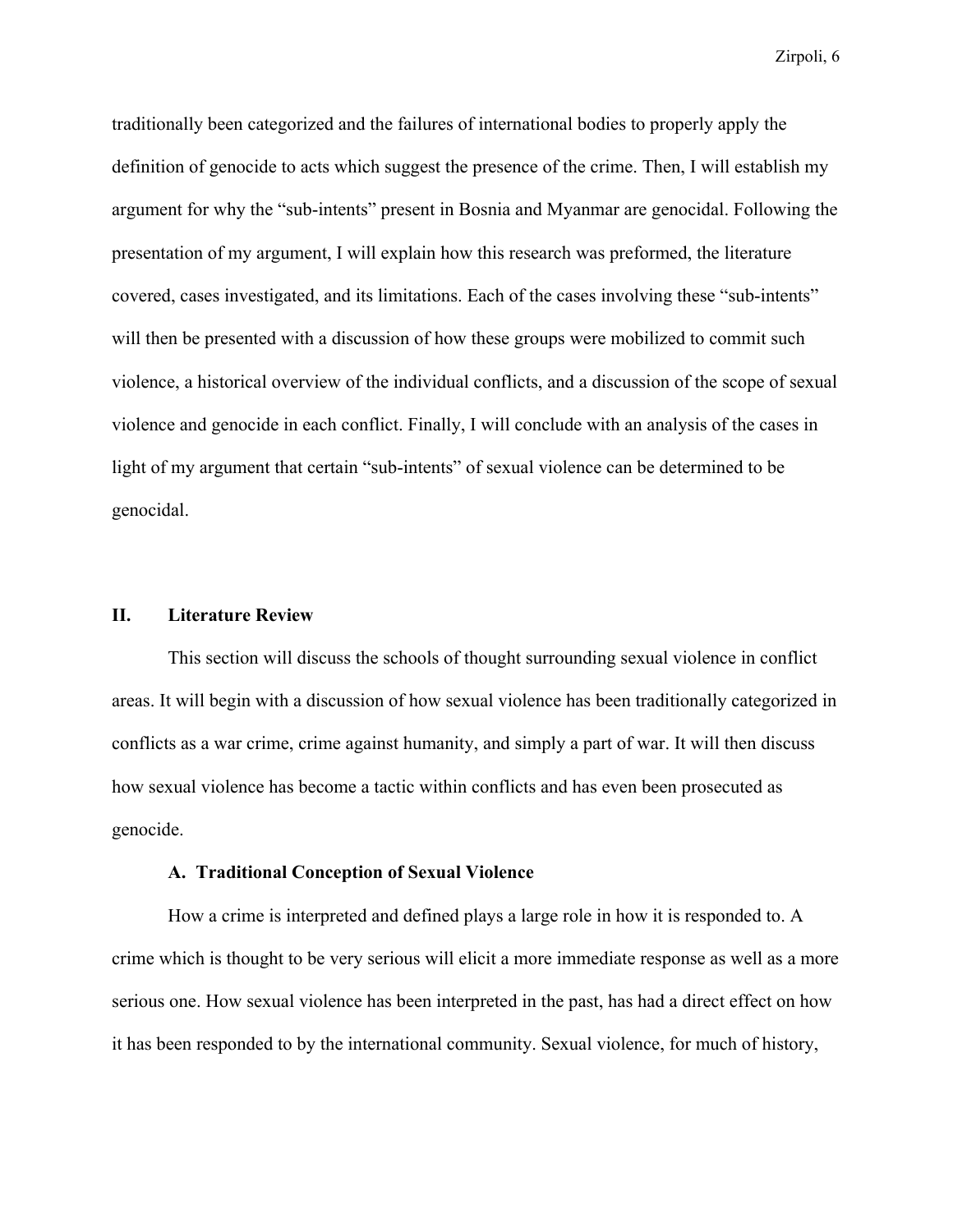traditionally been categorized and the failures of international bodies to properly apply the definition of genocide to acts which suggest the presence of the crime. Then, I will establish my argument for why the "sub-intents" present in Bosnia and Myanmar are genocidal. Following the presentation of my argument, I will explain how this research was preformed, the literature covered, cases investigated, and its limitations. Each of the cases involving these "sub-intents" will then be presented with a discussion of how these groups were mobilized to commit such violence, a historical overview of the individual conflicts, and a discussion of the scope of sexual violence and genocide in each conflict. Finally, I will conclude with an analysis of the cases in light of my argument that certain "sub-intents" of sexual violence can be determined to be genocidal.

## II. Literature Review

This section will discuss the schools of thought surrounding sexual violence in conflict areas. It will begin with a discussion of how sexual violence has been traditionally categorized in conflicts as a war crime, crime against humanity, and simply a part of war. It will then discuss how sexual violence has become a tactic within conflicts and has even been prosecuted as genocide.

### A. Traditional Conception of Sexual Violence

How a crime is interpreted and defined plays a large role in how it is responded to. A crime which is thought to be very serious will elicit a more immediate response as well as a more serious one. How sexual violence has been interpreted in the past, has had a direct effect on how it has been responded to by the international community. Sexual violence, for much of history,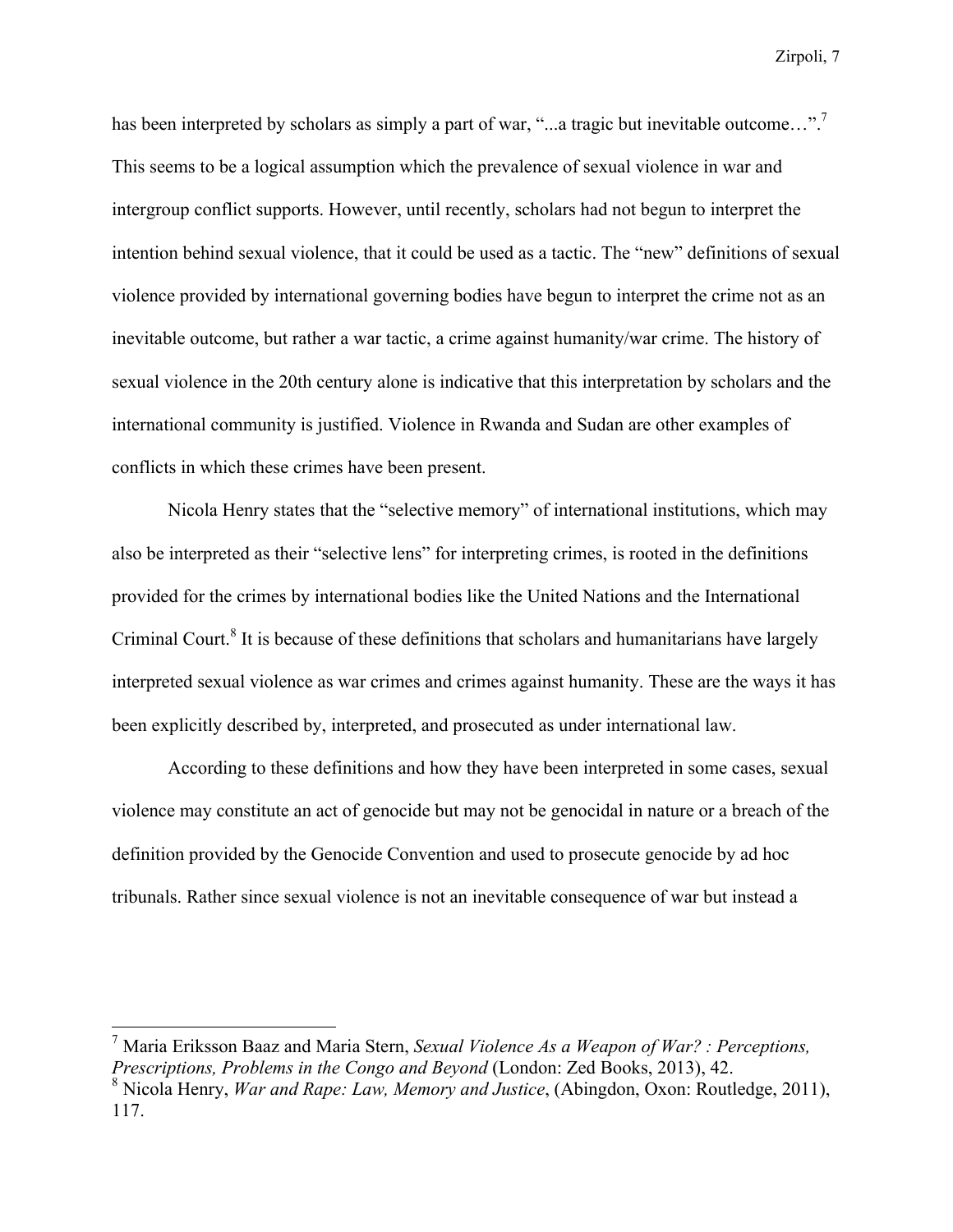has been interpreted by scholars as simply a part of war, "...a tragic but inevitable outcome…".[7] This seems to be a logical assumption which the prevalence of sexual violence in war and intergroup conflict supports. However, until recently, scholars had not begun to interpret the intention behind sexual violence, that it could be used as a tactic. The "new" definitions of sexual violence provided by international governing bodies have begun to interpret the crime not as an inevitable outcome, but rather a war tactic, a crime against humanity/war crime. The history of sexual violence in the 20th century alone is indicative that this interpretation by scholars and the international community is justified. Violence in Rwanda and Sudan are other examples of conflicts in which these crimes have been present.

Nicola Henry states that the "selective memory" of international institutions, which may also be interpreted as their "selective lens" for interpreting crimes, is rooted in the definitions provided for the crimes by international bodies like the United Nations and the International Criminal Court.[8] It is because of these definitions that scholars and humanitarians have largely interpreted sexual violence as war crimes and crimes against humanity. These are the ways it has been explicitly described by, interpreted, and prosecuted as under international law.

According to these definitions and how they have been interpreted in some cases, sexual violence may constitute an act of genocide but may not be genocidal in nature or a breach of the definition provided by the Genocide Convention and used to prosecute genocide by ad hoc tribunals. Rather since sexual violence is not an inevitable consequence of war but instead a

---

[7] Maria Eriksson Baaz and Maria Stern, *Sexual Violence As a Weapon of War? : Perceptions, Prescriptions, Problems in the Congo and Beyond* (London: Zed Books, 2013), 42.

[8] Nicola Henry, *War and Rape: Law, Memory and Justice*, (Abingdon, Oxon: Routledge, 2011), 117.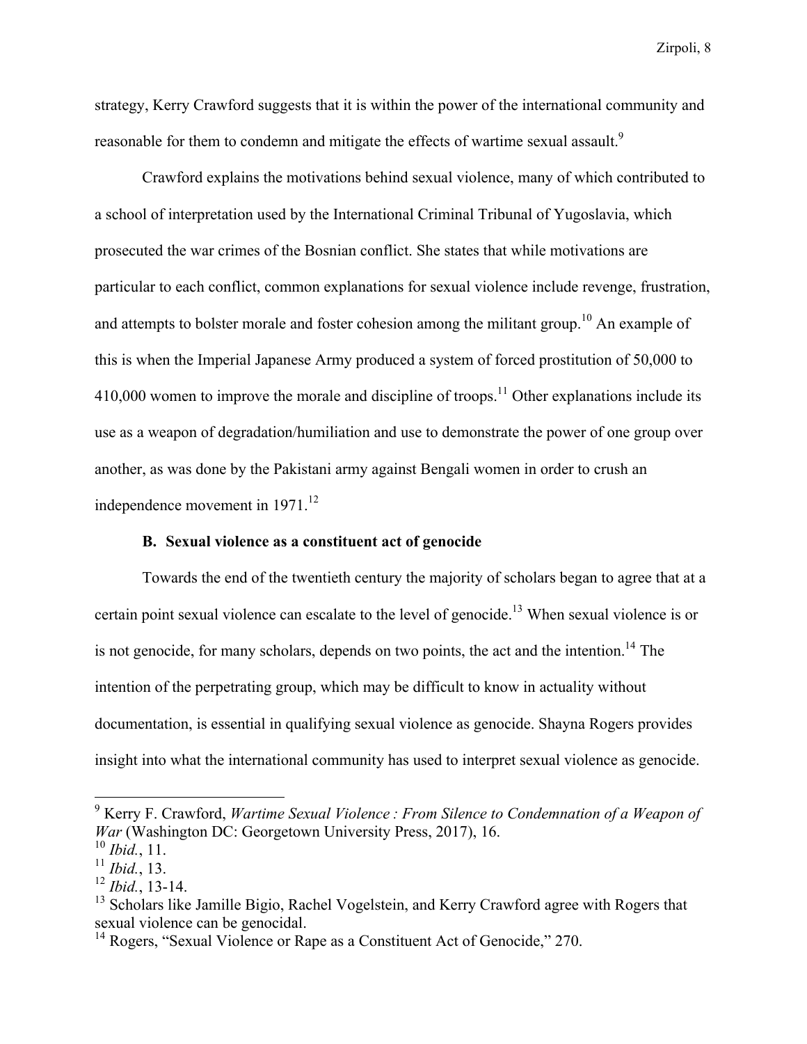strategy, Kerry Crawford suggests that it is within the power of the international community and reasonable for them to condemn and mitigate the effects of wartime sexual assault.[9]

Crawford explains the motivations behind sexual violence, many of which contributed to a school of interpretation used by the International Criminal Tribunal of Yugoslavia, which prosecuted the war crimes of the Bosnian conflict. She states that while motivations are particular to each conflict, common explanations for sexual violence include revenge, frustration, and attempts to bolster morale and foster cohesion among the militant group.[10] An example of this is when the Imperial Japanese Army produced a system of forced prostitution of 50,000 to 410,000 women to improve the morale and discipline of troops.[11] Other explanations include its use as a weapon of degradation/humiliation and use to demonstrate the power of one group over another, as was done by the Pakistani army against Bengali women in order to crush an independence movement in 1971.[12]

### B. Sexual violence as a constituent act of genocide

Towards the end of the twentieth century the majority of scholars began to agree that at a certain point sexual violence can escalate to the level of genocide.[13] When sexual violence is or is not genocide, for many scholars, depends on two points, the act and the intention.[14] The intention of the perpetrating group, which may be difficult to know in actuality without documentation, is essential in qualifying sexual violence as genocide. Shayna Rogers provides insight into what the international community has used to interpret sexual violence as genocide.

---

[9] Kerry F. Crawford, *Wartime Sexual Violence : From Silence to Condemnation of a Weapon of War* (Washington DC: Georgetown University Press, 2017), 16.

[10] *Ibid.*, 11.

[11] *Ibid.*, 13.

[12] *Ibid.*, 13-14.

[13] Scholars like Jamille Bigio, Rachel Vogelstein, and Kerry Crawford agree with Rogers that sexual violence can be genocidal.

[14] Rogers, "Sexual Violence or Rape as a Constituent Act of Genocide," 270.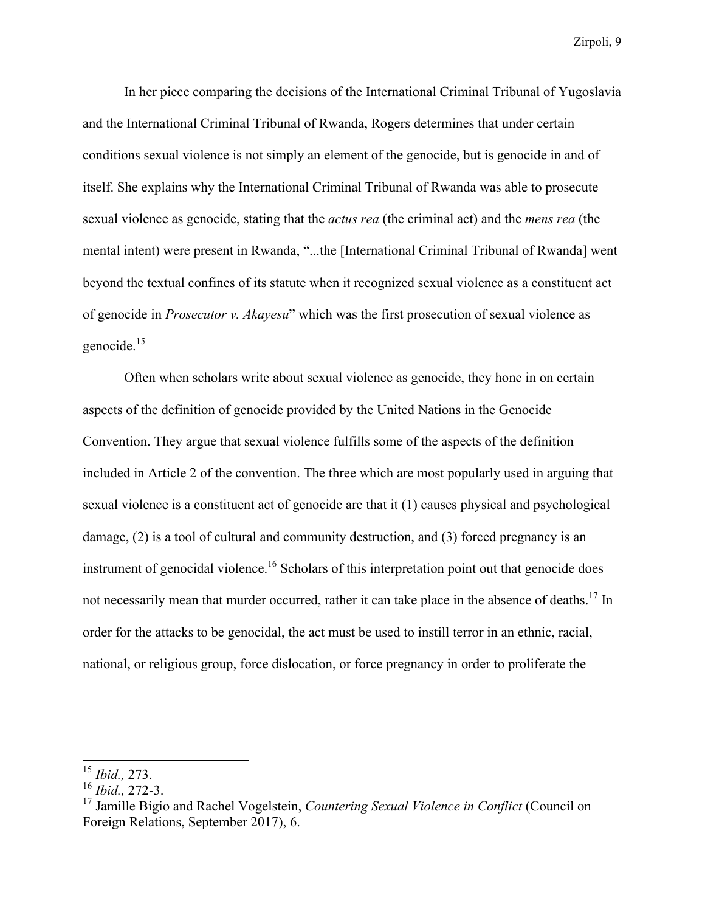In her piece comparing the decisions of the International Criminal Tribunal of Yugoslavia and the International Criminal Tribunal of Rwanda, Rogers determines that under certain conditions sexual violence is not simply an element of the genocide, but is genocide in and of itself. She explains why the International Criminal Tribunal of Rwanda was able to prosecute sexual violence as genocide, stating that the *actus rea* (the criminal act) and the *mens rea* (the mental intent) were present in Rwanda, "...the [International Criminal Tribunal of Rwanda] went beyond the textual confines of its statute when it recognized sexual violence as a constituent act of genocide in *Prosecutor v. Akayesu*" which was the first prosecution of sexual violence as genocide.[15]

Often when scholars write about sexual violence as genocide, they hone in on certain aspects of the definition of genocide provided by the United Nations in the Genocide Convention. They argue that sexual violence fulfills some of the aspects of the definition included in Article 2 of the convention. The three which are most popularly used in arguing that sexual violence is a constituent act of genocide are that it (1) causes physical and psychological damage, (2) is a tool of cultural and community destruction, and (3) forced pregnancy is an instrument of genocidal violence.[16] Scholars of this interpretation point out that genocide does not necessarily mean that murder occurred, rather it can take place in the absence of deaths.[17] In order for the attacks to be genocidal, the act must be used to instill terror in an ethnic, racial, national, or religious group, force dislocation, or force pregnancy in order to proliferate the

---

[15] *Ibid.,* 273.

[16] *Ibid.,* 272-3.

[17] Jamille Bigio and Rachel Vogelstein, *Countering Sexual Violence in Conflict* (Council on Foreign Relations, September 2017), 6.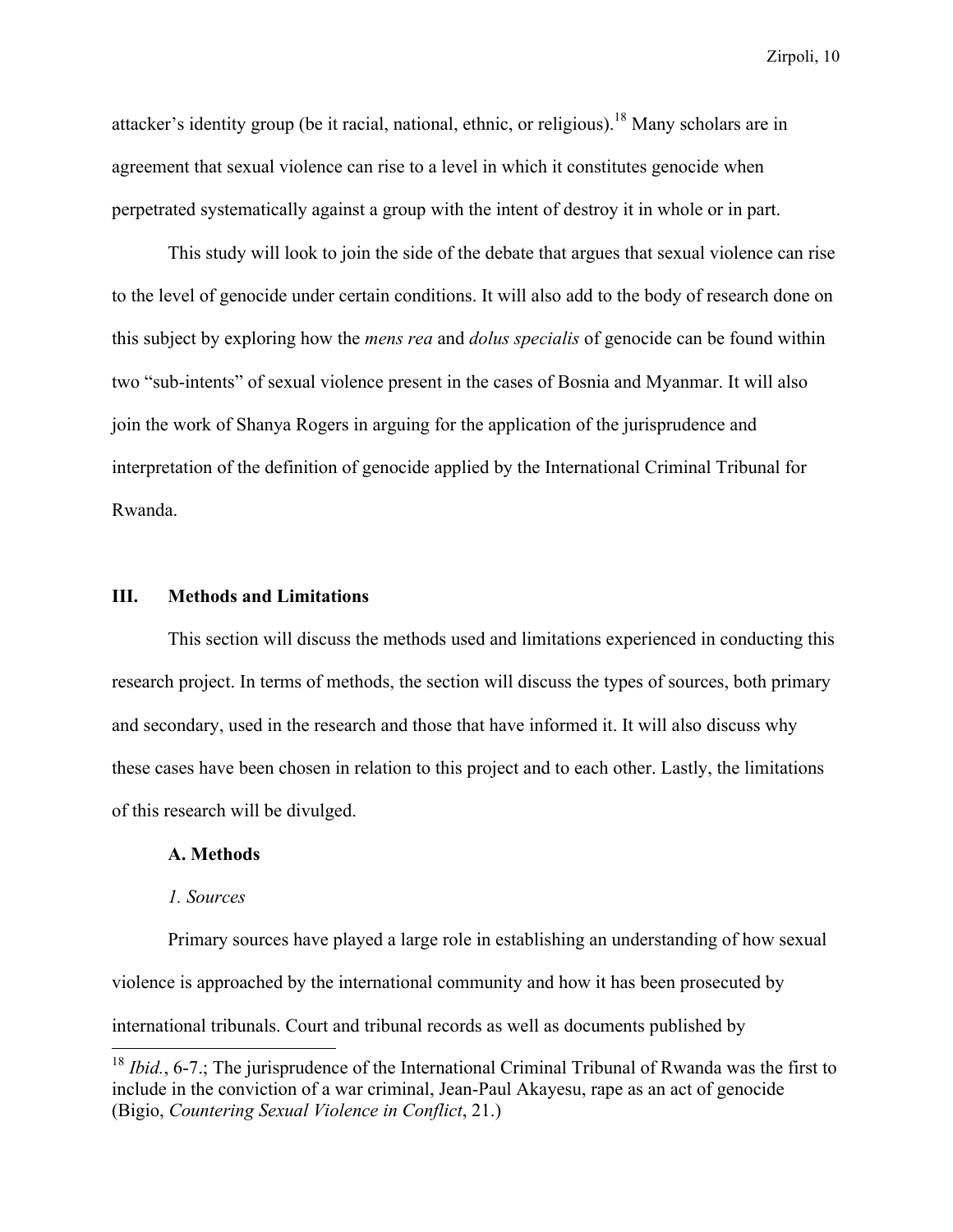attacker's identity group (be it racial, national, ethnic, or religious).[18] Many scholars are in agreement that sexual violence can rise to a level in which it constitutes genocide when perpetrated systematically against a group with the intent of destroy it in whole or in part.

This study will look to join the side of the debate that argues that sexual violence can rise to the level of genocide under certain conditions. It will also add to the body of research done on this subject by exploring how the *mens rea* and *dolus specialis* of genocide can be found within two "sub-intents" of sexual violence present in the cases of Bosnia and Myanmar. It will also join the work of Shanya Rogers in arguing for the application of the jurisprudence and interpretation of the definition of genocide applied by the International Criminal Tribunal for Rwanda.

## III. Methods and Limitations

This section will discuss the methods used and limitations experienced in conducting this research project. In terms of methods, the section will discuss the types of sources, both primary and secondary, used in the research and those that have informed it. It will also discuss why these cases have been chosen in relation to this project and to each other. Lastly, the limitations of this research will be divulged.

### A. Methods

#### *1. Sources*

Primary sources have played a large role in establishing an understanding of how sexual violence is approached by the international community and how it has been prosecuted by international tribunals. Court and tribunal records as well as documents published by

---

[18] *Ibid.*, 6-7.; The jurisprudence of the International Criminal Tribunal of Rwanda was the first to include in the conviction of a war criminal, Jean-Paul Akayesu, rape as an act of genocide (Bigio, *Countering Sexual Violence in Conflict*, 21.)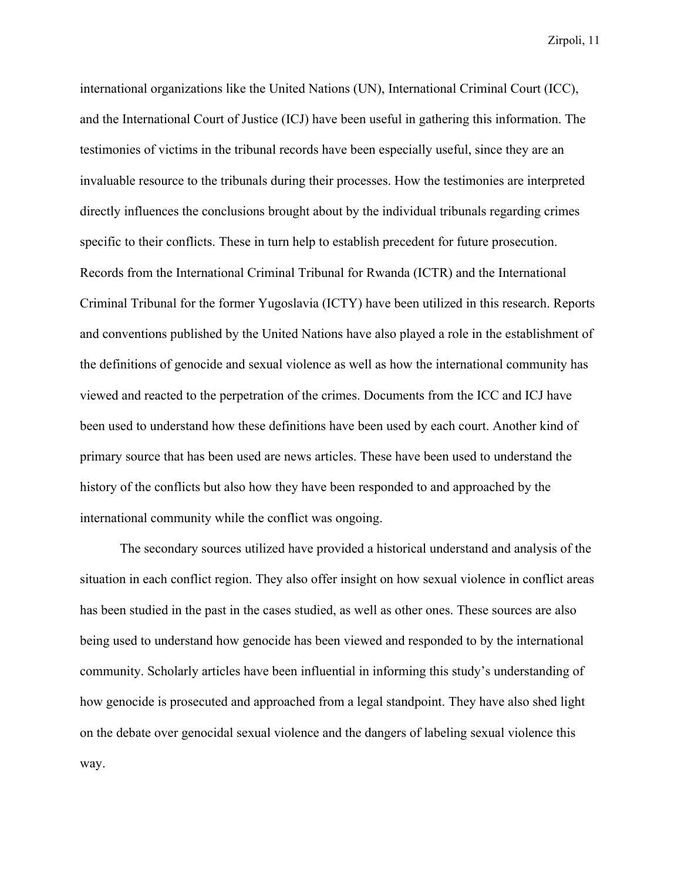international organizations like the United Nations (UN), International Criminal Court (ICC), and the International Court of Justice (ICJ) have been useful in gathering this information. The testimonies of victims in the tribunal records have been especially useful, since they are an invaluable resource to the tribunals during their processes. How the testimonies are interpreted directly influences the conclusions brought about by the individual tribunals regarding crimes specific to their conflicts. These in turn help to establish precedent for future prosecution. Records from the International Criminal Tribunal for Rwanda (ICTR) and the International Criminal Tribunal for the former Yugoslavia (ICTY) have been utilized in this research. Reports and conventions published by the United Nations have also played a role in the establishment of the definitions of genocide and sexual violence as well as how the international community has viewed and reacted to the perpetration of the crimes. Documents from the ICC and ICJ have been used to understand how these definitions have been used by each court. Another kind of primary source that has been used are news articles. These have been used to understand the history of the conflicts but also how they have been responded to and approached by the international community while the conflict was ongoing.

The secondary sources utilized have provided a historical understand and analysis of the situation in each conflict region. They also offer insight on how sexual violence in conflict areas has been studied in the past in the cases studied, as well as other ones. These sources are also being used to understand how genocide has been viewed and responded to by the international community. Scholarly articles have been influential in informing this study's understanding of how genocide is prosecuted and approached from a legal standpoint. They have also shed light on the debate over genocidal sexual violence and the dangers of labeling sexual violence this way.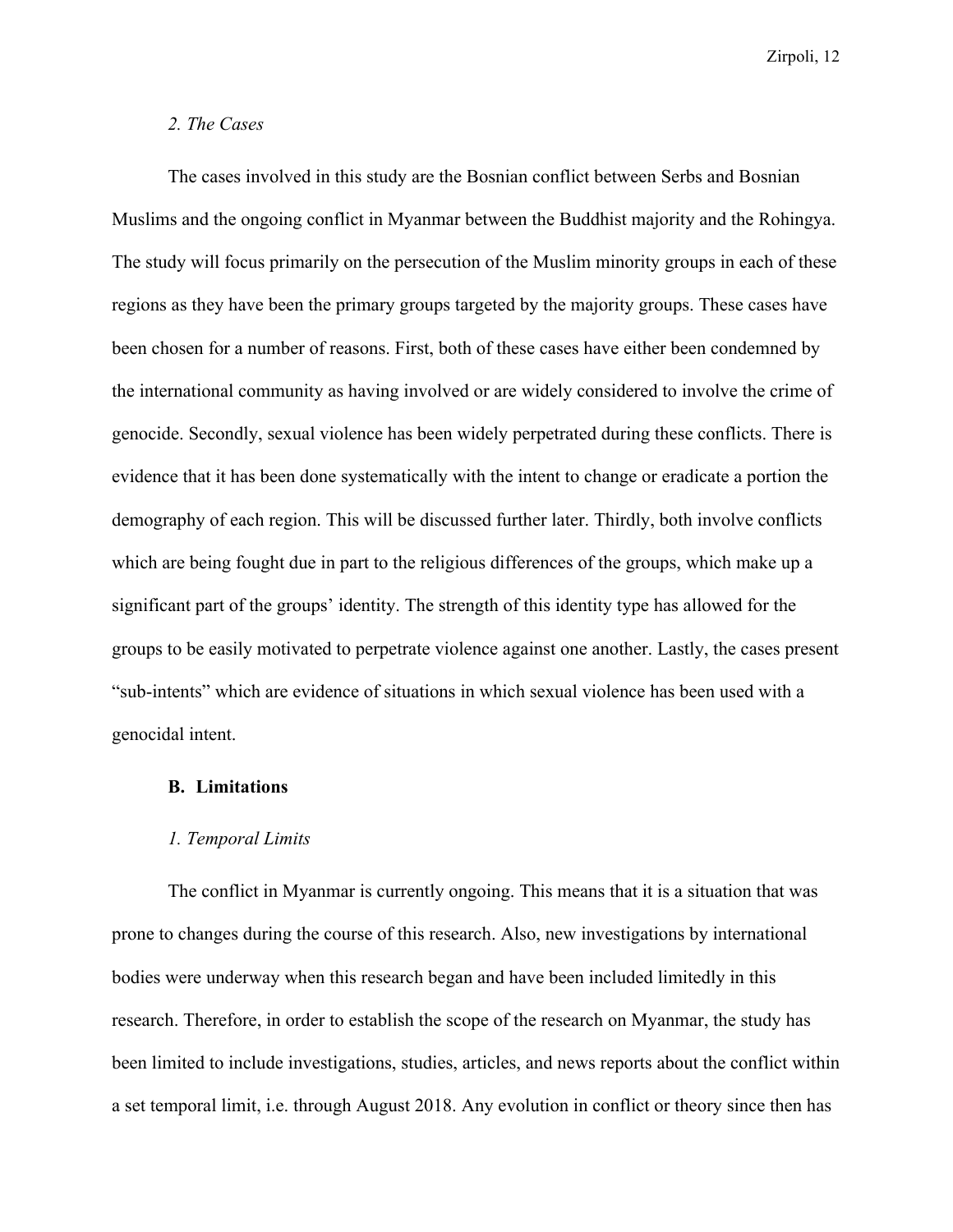#### *2. The Cases*

The cases involved in this study are the Bosnian conflict between Serbs and Bosnian Muslims and the ongoing conflict in Myanmar between the Buddhist majority and the Rohingya. The study will focus primarily on the persecution of the Muslim minority groups in each of these regions as they have been the primary groups targeted by the majority groups. These cases have been chosen for a number of reasons. First, both of these cases have either been condemned by the international community as having involved or are widely considered to involve the crime of genocide. Secondly, sexual violence has been widely perpetrated during these conflicts. There is evidence that it has been done systematically with the intent to change or eradicate a portion the demography of each region. This will be discussed further later. Thirdly, both involve conflicts which are being fought due in part to the religious differences of the groups, which make up a significant part of the groups' identity. The strength of this identity type has allowed for the groups to be easily motivated to perpetrate violence against one another. Lastly, the cases present "sub-intents" which are evidence of situations in which sexual violence has been used with a genocidal intent.

### B. Limitations

#### *1. Temporal Limits*

The conflict in Myanmar is currently ongoing. This means that it is a situation that was prone to changes during the course of this research. Also, new investigations by international bodies were underway when this research began and have been included limitedly in this research. Therefore, in order to establish the scope of the research on Myanmar, the study has been limited to include investigations, studies, articles, and news reports about the conflict within a set temporal limit, i.e. through August 2018. Any evolution in conflict or theory since then has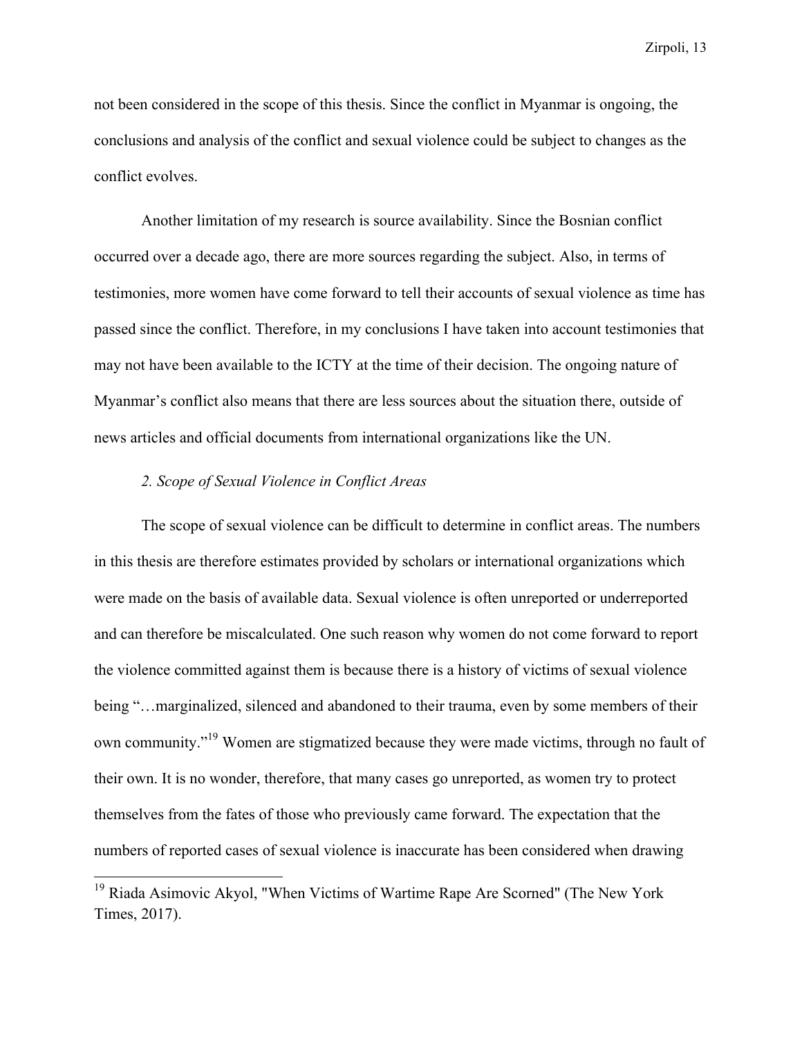not been considered in the scope of this thesis. Since the conflict in Myanmar is ongoing, the conclusions and analysis of the conflict and sexual violence could be subject to changes as the conflict evolves.

Another limitation of my research is source availability. Since the Bosnian conflict occurred over a decade ago, there are more sources regarding the subject. Also, in terms of testimonies, more women have come forward to tell their accounts of sexual violence as time has passed since the conflict. Therefore, in my conclusions I have taken into account testimonies that may not have been available to the ICTY at the time of their decision. The ongoing nature of Myanmar's conflict also means that there are less sources about the situation there, outside of news articles and official documents from international organizations like the UN.

*2. Scope of Sexual Violence in Conflict Areas*

The scope of sexual violence can be difficult to determine in conflict areas. The numbers in this thesis are therefore estimates provided by scholars or international organizations which were made on the basis of available data. Sexual violence is often unreported or underreported and can therefore be miscalculated. One such reason why women do not come forward to report the violence committed against them is because there is a history of victims of sexual violence being "…marginalized, silenced and abandoned to their trauma, even by some members of their own community."[19] Women are stigmatized because they were made victims, through no fault of their own. It is no wonder, therefore, that many cases go unreported, as women try to protect themselves from the fates of those who previously came forward. The expectation that the numbers of reported cases of sexual violence is inaccurate has been considered when drawing

---

[19] Riada Asimovic Akyol, "When Victims of Wartime Rape Are Scorned" (The New York Times, 2017).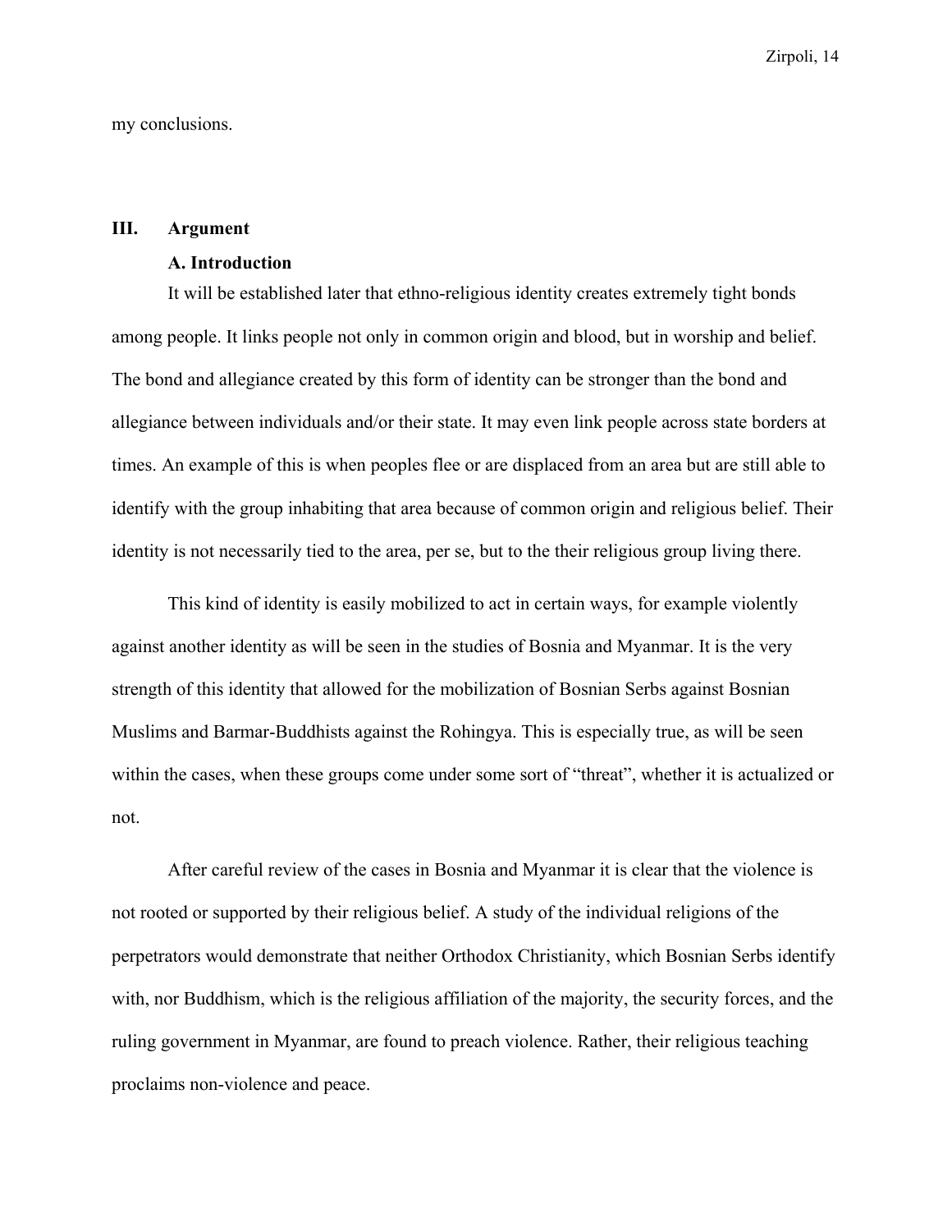my conclusions.

## III. Argument

### A. Introduction

It will be established later that ethno-religious identity creates extremely tight bonds among people. It links people not only in common origin and blood, but in worship and belief. The bond and allegiance created by this form of identity can be stronger than the bond and allegiance between individuals and/or their state. It may even link people across state borders at times. An example of this is when peoples flee or are displaced from an area but are still able to identify with the group inhabiting that area because of common origin and religious belief. Their identity is not necessarily tied to the area, per se, but to the their religious group living there.

This kind of identity is easily mobilized to act in certain ways, for example violently against another identity as will be seen in the studies of Bosnia and Myanmar. It is the very strength of this identity that allowed for the mobilization of Bosnian Serbs against Bosnian Muslims and Barmar-Buddhists against the Rohingya. This is especially true, as will be seen within the cases, when these groups come under some sort of "threat", whether it is actualized or not.

After careful review of the cases in Bosnia and Myanmar it is clear that the violence is not rooted or supported by their religious belief. A study of the individual religions of the perpetrators would demonstrate that neither Orthodox Christianity, which Bosnian Serbs identify with, nor Buddhism, which is the religious affiliation of the majority, the security forces, and the ruling government in Myanmar, are found to preach violence. Rather, their religious teaching proclaims non-violence and peace.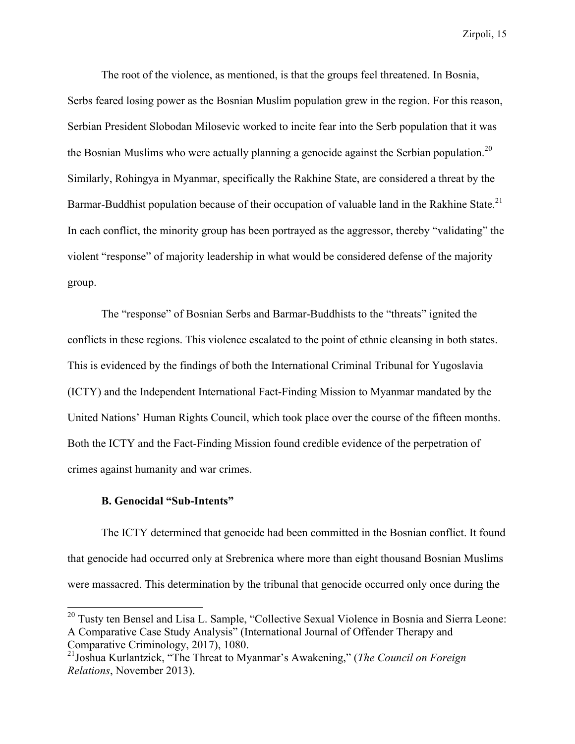The root of the violence, as mentioned, is that the groups feel threatened. In Bosnia, Serbs feared losing power as the Bosnian Muslim population grew in the region. For this reason, Serbian President Slobodan Milosevic worked to incite fear into the Serb population that it was the Bosnian Muslims who were actually planning a genocide against the Serbian population.[20] Similarly, Rohingya in Myanmar, specifically the Rakhine State, are considered a threat by the Barmar-Buddhist population because of their occupation of valuable land in the Rakhine State.[21] In each conflict, the minority group has been portrayed as the aggressor, thereby "validating" the violent "response" of majority leadership in what would be considered defense of the majority group.

The "response" of Bosnian Serbs and Barmar-Buddhists to the "threats" ignited the conflicts in these regions. This violence escalated to the point of ethnic cleansing in both states. This is evidenced by the findings of both the International Criminal Tribunal for Yugoslavia (ICTY) and the Independent International Fact-Finding Mission to Myanmar mandated by the United Nations' Human Rights Council, which took place over the course of the fifteen months. Both the ICTY and the Fact-Finding Mission found credible evidence of the perpetration of crimes against humanity and war crimes.

### B. Genocidal "Sub-Intents"

The ICTY determined that genocide had been committed in the Bosnian conflict. It found that genocide had occurred only at Srebrenica where more than eight thousand Bosnian Muslims were massacred. This determination by the tribunal that genocide occurred only once during the

---

[20] Tusty ten Bensel and Lisa L. Sample, "Collective Sexual Violence in Bosnia and Sierra Leone: A Comparative Case Study Analysis" (International Journal of Offender Therapy and Comparative Criminology, 2017), 1080.

[21] Joshua Kurlantzick, "The Threat to Myanmar's Awakening," (*The Council on Foreign Relations*, November 2013).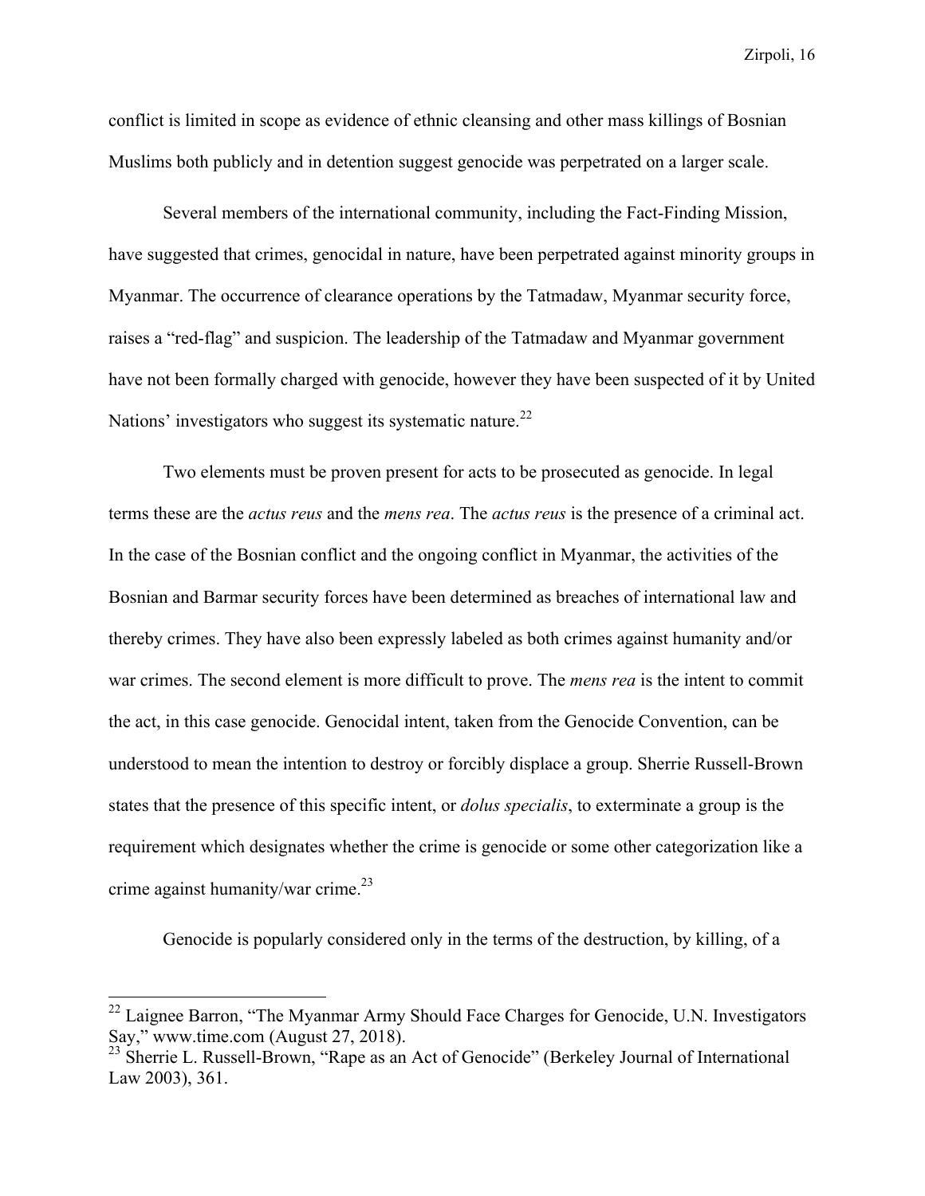conflict is limited in scope as evidence of ethnic cleansing and other mass killings of Bosnian Muslims both publicly and in detention suggest genocide was perpetrated on a larger scale.

Several members of the international community, including the Fact-Finding Mission, have suggested that crimes, genocidal in nature, have been perpetrated against minority groups in Myanmar. The occurrence of clearance operations by the Tatmadaw, Myanmar security force, raises a "red-flag" and suspicion. The leadership of the Tatmadaw and Myanmar government have not been formally charged with genocide, however they have been suspected of it by United Nations' investigators who suggest its systematic nature.[22]

Two elements must be proven present for acts to be prosecuted as genocide. In legal terms these are the *actus reus* and the *mens rea*. The *actus reus* is the presence of a criminal act. In the case of the Bosnian conflict and the ongoing conflict in Myanmar, the activities of the Bosnian and Barmar security forces have been determined as breaches of international law and thereby crimes. They have also been expressly labeled as both crimes against humanity and/or war crimes. The second element is more difficult to prove. The *mens rea* is the intent to commit the act, in this case genocide. Genocidal intent, taken from the Genocide Convention, can be understood to mean the intention to destroy or forcibly displace a group. Sherrie Russell-Brown states that the presence of this specific intent, or *dolus specialis*, to exterminate a group is the requirement which designates whether the crime is genocide or some other categorization like a crime against humanity/war crime.[23]

Genocide is popularly considered only in the terms of the destruction, by killing, of a

---

[22] Laignee Barron, "The Myanmar Army Should Face Charges for Genocide, U.N. Investigators Say," www.time.com (August 27, 2018).

[23] Sherrie L. Russell-Brown, "Rape as an Act of Genocide" (Berkeley Journal of International Law 2003), 361.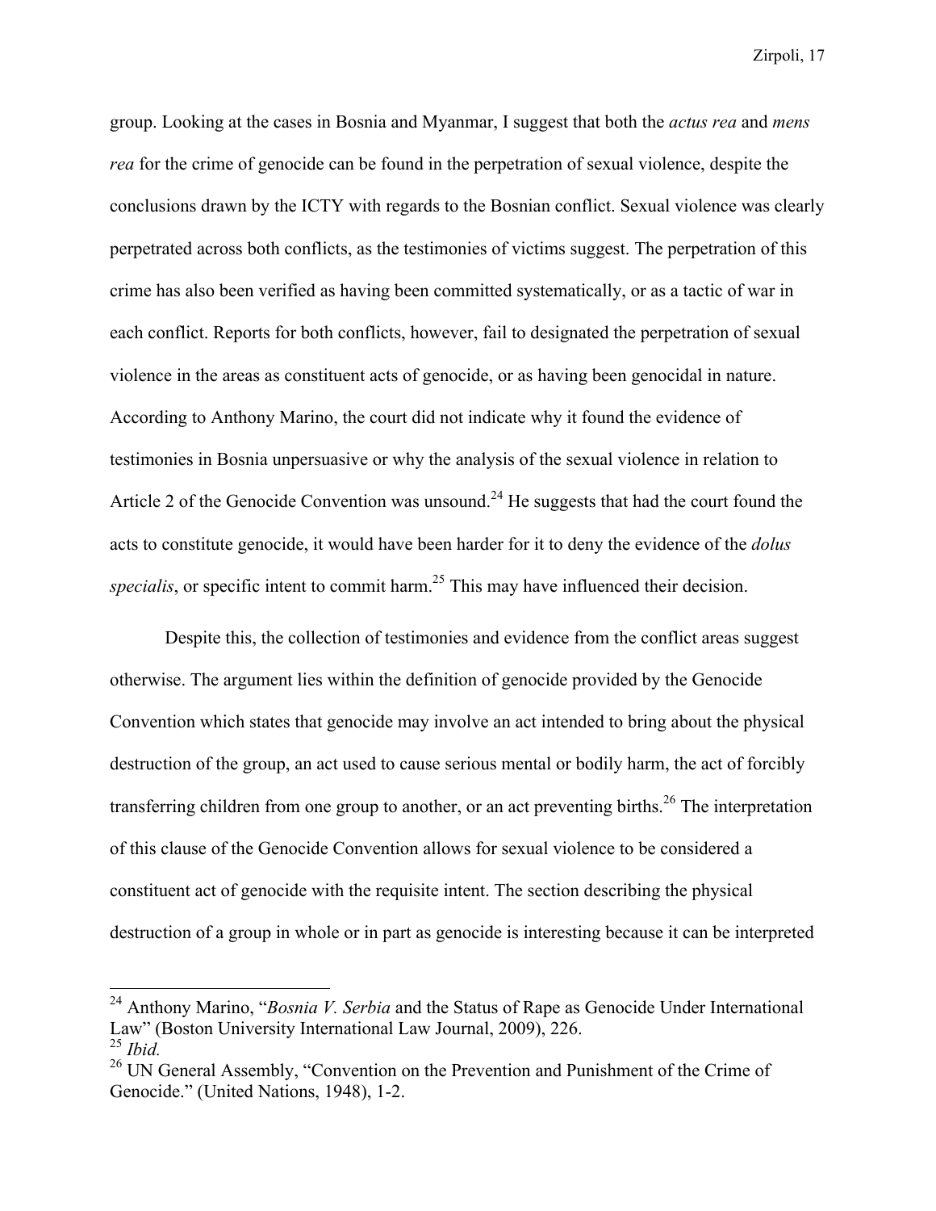group. Looking at the cases in Bosnia and Myanmar, I suggest that both the *actus rea* and *mens rea* for the crime of genocide can be found in the perpetration of sexual violence, despite the conclusions drawn by the ICTY with regards to the Bosnian conflict. Sexual violence was clearly perpetrated across both conflicts, as the testimonies of victims suggest. The perpetration of this crime has also been verified as having been committed systematically, or as a tactic of war in each conflict. Reports for both conflicts, however, fail to designated the perpetration of sexual violence in the areas as constituent acts of genocide, or as having been genocidal in nature. According to Anthony Marino, the court did not indicate why it found the evidence of testimonies in Bosnia unpersuasive or why the analysis of the sexual violence in relation to Article 2 of the Genocide Convention was unsound.[24] He suggests that had the court found the acts to constitute genocide, it would have been harder for it to deny the evidence of the *dolus specialis*, or specific intent to commit harm.[25] This may have influenced their decision.

Despite this, the collection of testimonies and evidence from the conflict areas suggest otherwise. The argument lies within the definition of genocide provided by the Genocide Convention which states that genocide may involve an act intended to bring about the physical destruction of the group, an act used to cause serious mental or bodily harm, the act of forcibly transferring children from one group to another, or an act preventing births.[26] The interpretation of this clause of the Genocide Convention allows for sexual violence to be considered a constituent act of genocide with the requisite intent. The section describing the physical destruction of a group in whole or in part as genocide is interesting because it can be interpreted

---

[24] Anthony Marino, "*Bosnia V. Serbia* and the Status of Rape as Genocide Under International Law" (Boston University International Law Journal, 2009), 226.

[25] *Ibid.*

[26] UN General Assembly, "Convention on the Prevention and Punishment of the Crime of Genocide." (United Nations, 1948), 1-2.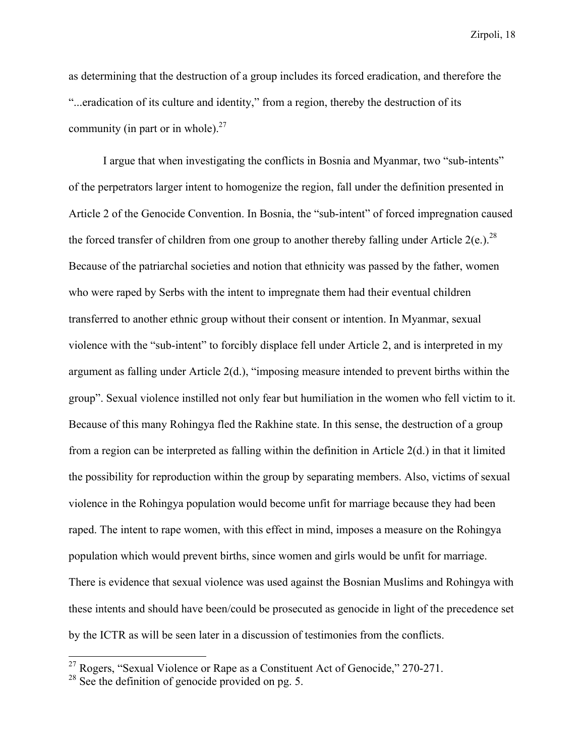as determining that the destruction of a group includes its forced eradication, and therefore the "...eradication of its culture and identity," from a region, thereby the destruction of its community (in part or in whole).[27]

I argue that when investigating the conflicts in Bosnia and Myanmar, two "sub-intents" of the perpetrators larger intent to homogenize the region, fall under the definition presented in Article 2 of the Genocide Convention. In Bosnia, the "sub-intent" of forced impregnation caused the forced transfer of children from one group to another thereby falling under Article 2(e.).[28] Because of the patriarchal societies and notion that ethnicity was passed by the father, women who were raped by Serbs with the intent to impregnate them had their eventual children transferred to another ethnic group without their consent or intention. In Myanmar, sexual violence with the "sub-intent" to forcibly displace fell under Article 2, and is interpreted in my argument as falling under Article 2(d.), "imposing measure intended to prevent births within the group". Sexual violence instilled not only fear but humiliation in the women who fell victim to it. Because of this many Rohingya fled the Rakhine state. In this sense, the destruction of a group from a region can be interpreted as falling within the definition in Article 2(d.) in that it limited the possibility for reproduction within the group by separating members. Also, victims of sexual violence in the Rohingya population would become unfit for marriage because they had been raped. The intent to rape women, with this effect in mind, imposes a measure on the Rohingya population which would prevent births, since women and girls would be unfit for marriage. There is evidence that sexual violence was used against the Bosnian Muslims and Rohingya with these intents and should have been/could be prosecuted as genocide in light of the precedence set by the ICTR as will be seen later in a discussion of testimonies from the conflicts.

---

[27] Rogers, "Sexual Violence or Rape as a Constituent Act of Genocide," 270-271.

[28] See the definition of genocide provided on pg. 5.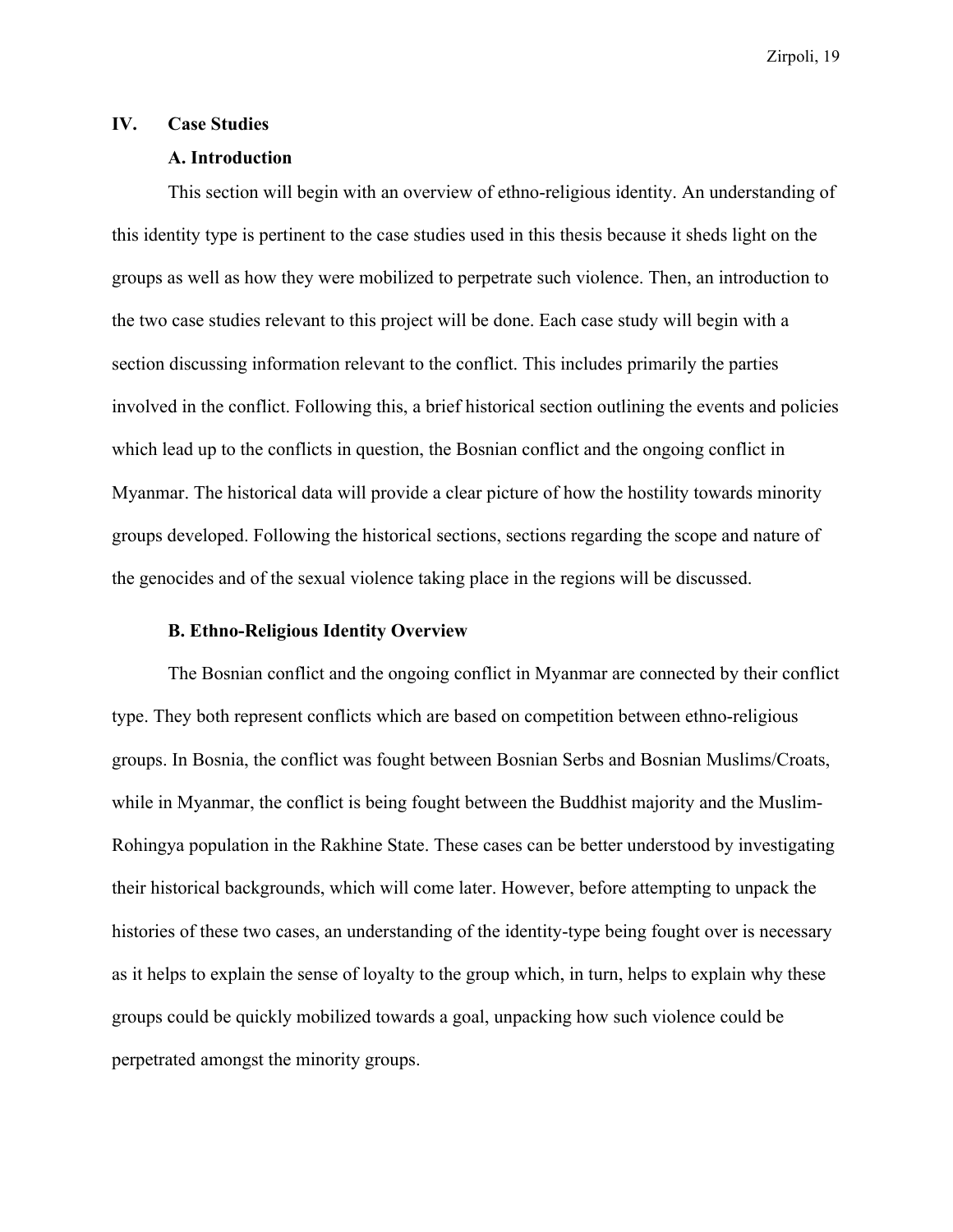## IV. Case Studies

### A. Introduction

This section will begin with an overview of ethno-religious identity. An understanding of this identity type is pertinent to the case studies used in this thesis because it sheds light on the groups as well as how they were mobilized to perpetrate such violence. Then, an introduction to the two case studies relevant to this project will be done. Each case study will begin with a section discussing information relevant to the conflict. This includes primarily the parties involved in the conflict. Following this, a brief historical section outlining the events and policies which lead up to the conflicts in question, the Bosnian conflict and the ongoing conflict in Myanmar. The historical data will provide a clear picture of how the hostility towards minority groups developed. Following the historical sections, sections regarding the scope and nature of the genocides and of the sexual violence taking place in the regions will be discussed.

### B. Ethno-Religious Identity Overview

The Bosnian conflict and the ongoing conflict in Myanmar are connected by their conflict type. They both represent conflicts which are based on competition between ethno-religious groups. In Bosnia, the conflict was fought between Bosnian Serbs and Bosnian Muslims/Croats, while in Myanmar, the conflict is being fought between the Buddhist majority and the Muslim-Rohingya population in the Rakhine State. These cases can be better understood by investigating their historical backgrounds, which will come later. However, before attempting to unpack the histories of these two cases, an understanding of the identity-type being fought over is necessary as it helps to explain the sense of loyalty to the group which, in turn, helps to explain why these groups could be quickly mobilized towards a goal, unpacking how such violence could be perpetrated amongst the minority groups.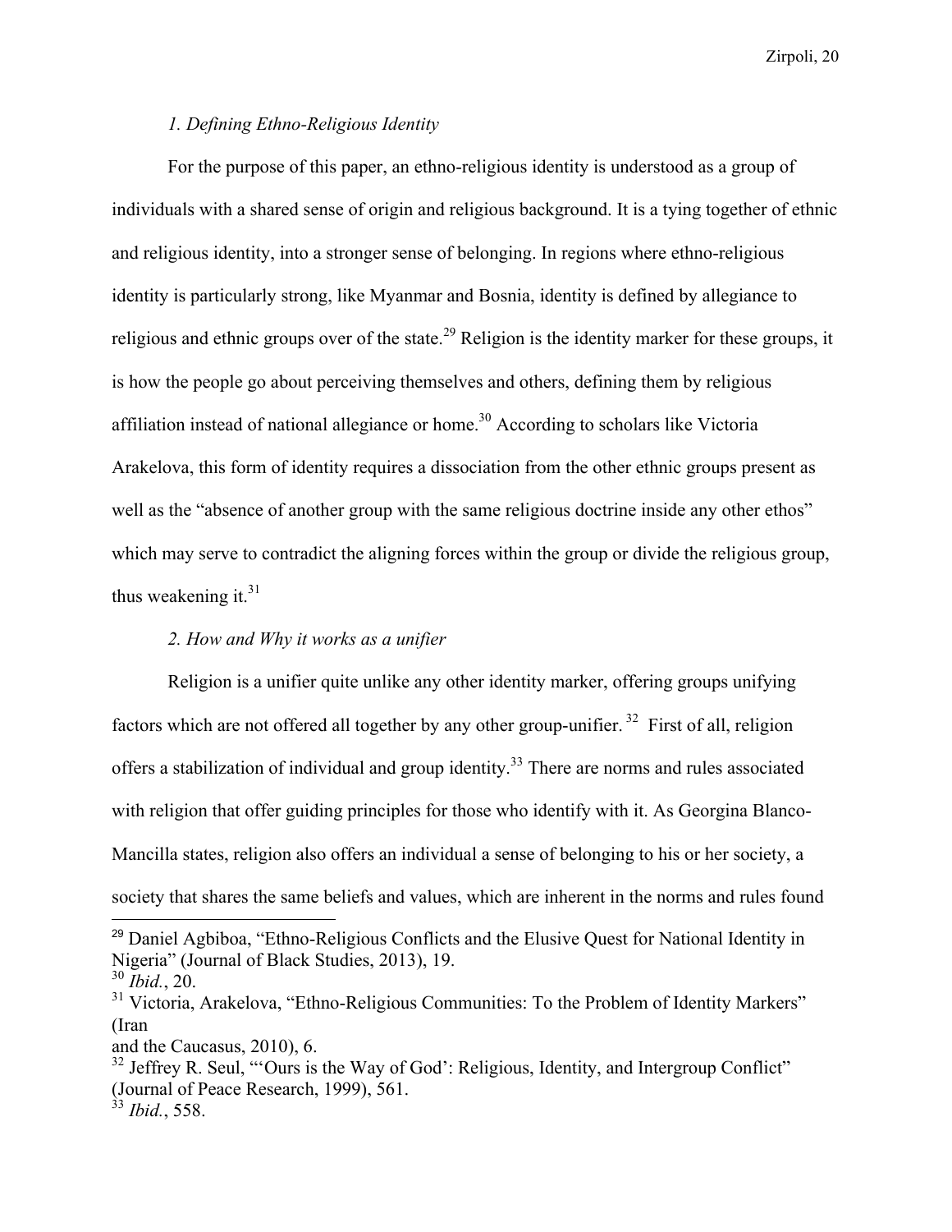*1. Defining Ethno-Religious Identity*

For the purpose of this paper, an ethno-religious identity is understood as a group of individuals with a shared sense of origin and religious background. It is a tying together of ethnic and religious identity, into a stronger sense of belonging. In regions where ethno-religious identity is particularly strong, like Myanmar and Bosnia, identity is defined by allegiance to religious and ethnic groups over of the state.[29] Religion is the identity marker for these groups, it is how the people go about perceiving themselves and others, defining them by religious affiliation instead of national allegiance or home.[30] According to scholars like Victoria Arakelova, this form of identity requires a dissociation from the other ethnic groups present as well as the "absence of another group with the same religious doctrine inside any other ethos" which may serve to contradict the aligning forces within the group or divide the religious group, thus weakening it.[31]

*2. How and Why it works as a unifier*

Religion is a unifier quite unlike any other identity marker, offering groups unifying factors which are not offered all together by any other group-unifier.[32] First of all, religion offers a stabilization of individual and group identity.[33] There are norms and rules associated with religion that offer guiding principles for those who identify with it. As Georgina Blanco-Mancilla states, religion also offers an individual a sense of belonging to his or her society, a society that shares the same beliefs and values, which are inherent in the norms and rules found

---

[29] Daniel Agbiboa, "Ethno-Religious Conflicts and the Elusive Quest for National Identity in Nigeria" (Journal of Black Studies, 2013), 19.

[30] *Ibid.*, 20.

[31] Victoria, Arakelova, "Ethno-Religious Communities: To the Problem of Identity Markers" (Iran and the Caucasus, 2010), 6.

[32] Jeffrey R. Seul, "'Ours is the Way of God': Religious, Identity, and Intergroup Conflict" (Journal of Peace Research, 1999), 561.

[33] *Ibid.*, 558.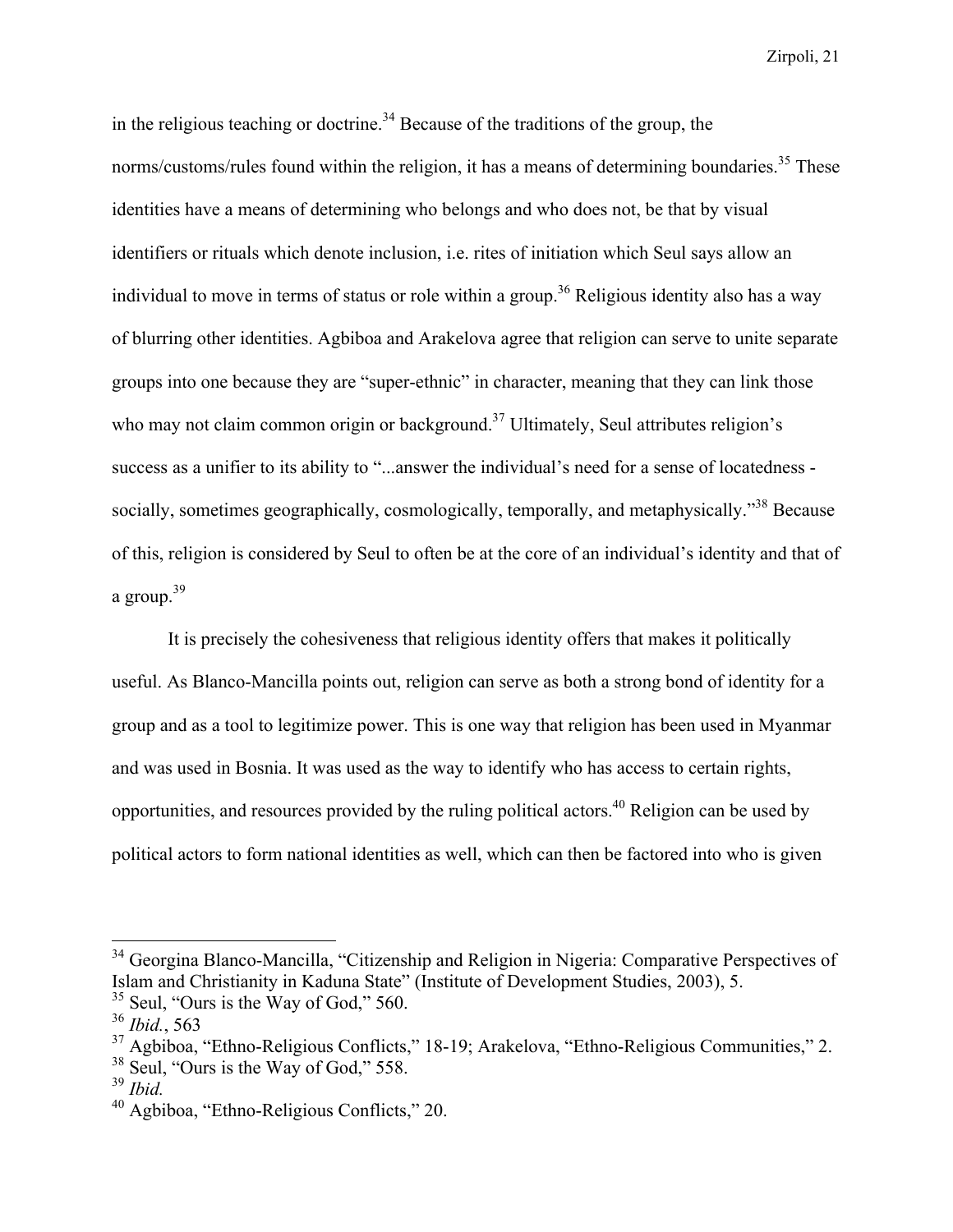in the religious teaching or doctrine.[34] Because of the traditions of the group, the norms/customs/rules found within the religion, it has a means of determining boundaries.[35] These identities have a means of determining who belongs and who does not, be that by visual identifiers or rituals which denote inclusion, i.e. rites of initiation which Seul says allow an individual to move in terms of status or role within a group.[36] Religious identity also has a way of blurring other identities. Agbiboa and Arakelova agree that religion can serve to unite separate groups into one because they are "super-ethnic" in character, meaning that they can link those who may not claim common origin or background.[37] Ultimately, Seul attributes religion's success as a unifier to its ability to "...answer the individual's need for a sense of locatedness - socially, sometimes geographically, cosmologically, temporally, and metaphysically."[38] Because of this, religion is considered by Seul to often be at the core of an individual's identity and that of a group.[39]

It is precisely the cohesiveness that religious identity offers that makes it politically useful. As Blanco-Mancilla points out, religion can serve as both a strong bond of identity for a group and as a tool to legitimize power. This is one way that religion has been used in Myanmar and was used in Bosnia. It was used as the way to identify who has access to certain rights, opportunities, and resources provided by the ruling political actors.[40] Religion can be used by political actors to form national identities as well, which can then be factored into who is given

---

[34] Georgina Blanco-Mancilla, "Citizenship and Religion in Nigeria: Comparative Perspectives of Islam and Christianity in Kaduna State" (Institute of Development Studies, 2003), 5.

[35] Seul, "Ours is the Way of God," 560.

[36] *Ibid.*, 563

[37] Agbiboa, "Ethno-Religious Conflicts," 18-19; Arakelova, "Ethno-Religious Communities," 2.

[38] Seul, "Ours is the Way of God," 558.

[39] *Ibid.*

[40] Agbiboa, "Ethno-Religious Conflicts," 20.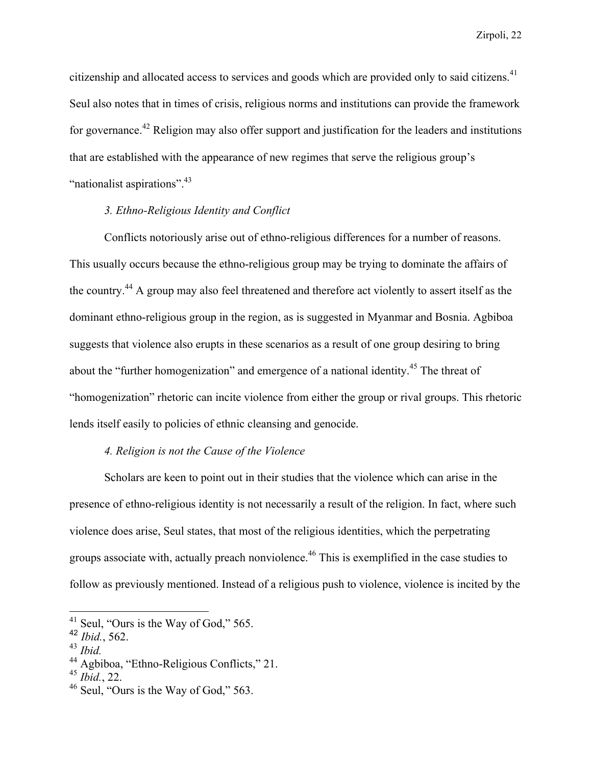citizenship and allocated access to services and goods which are provided only to said citizens.[41] Seul also notes that in times of crisis, religious norms and institutions can provide the framework for governance.[42] Religion may also offer support and justification for the leaders and institutions that are established with the appearance of new regimes that serve the religious group's "nationalist aspirations".[43]

*3. Ethno-Religious Identity and Conflict*

Conflicts notoriously arise out of ethno-religious differences for a number of reasons. This usually occurs because the ethno-religious group may be trying to dominate the affairs of the country.[44] A group may also feel threatened and therefore act violently to assert itself as the dominant ethno-religious group in the region, as is suggested in Myanmar and Bosnia. Agbiboa suggests that violence also erupts in these scenarios as a result of one group desiring to bring about the "further homogenization" and emergence of a national identity.[45] The threat of "homogenization" rhetoric can incite violence from either the group or rival groups. This rhetoric lends itself easily to policies of ethnic cleansing and genocide.

*4. Religion is not the Cause of the Violence*

Scholars are keen to point out in their studies that the violence which can arise in the presence of ethno-religious identity is not necessarily a result of the religion. In fact, where such violence does arise, Seul states, that most of the religious identities, which the perpetrating groups associate with, actually preach nonviolence.[46] This is exemplified in the case studies to follow as previously mentioned. Instead of a religious push to violence, violence is incited by the

---

[41] Seul, "Ours is the Way of God," 565.
[42] *Ibid.*, 562.
[43] *Ibid.*
[44] Agbiboa, "Ethno-Religious Conflicts," 21.
[45] *Ibid.*, 22.
[46] Seul, "Ours is the Way of God," 563.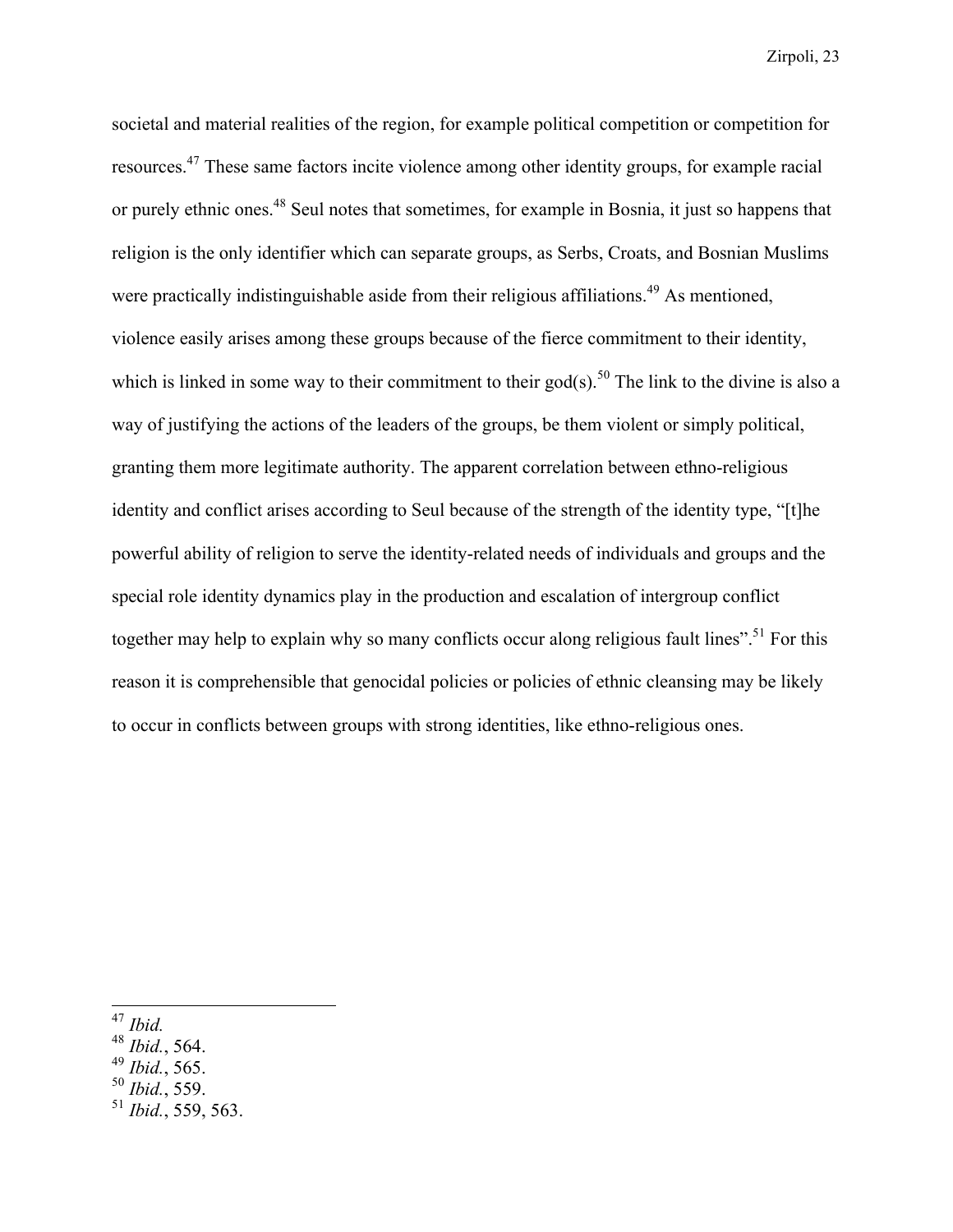societal and material realities of the region, for example political competition or competition for resources.[47] These same factors incite violence among other identity groups, for example racial or purely ethnic ones.[48] Seul notes that sometimes, for example in Bosnia, it just so happens that religion is the only identifier which can separate groups, as Serbs, Croats, and Bosnian Muslims were practically indistinguishable aside from their religious affiliations.[49] As mentioned, violence easily arises among these groups because of the fierce commitment to their identity, which is linked in some way to their commitment to their god(s).[50] The link to the divine is also a way of justifying the actions of the leaders of the groups, be them violent or simply political, granting them more legitimate authority. The apparent correlation between ethno-religious identity and conflict arises according to Seul because of the strength of the identity type, "[t]he powerful ability of religion to serve the identity-related needs of individuals and groups and the special role identity dynamics play in the production and escalation of intergroup conflict together may help to explain why so many conflicts occur along religious fault lines".[51] For this reason it is comprehensible that genocidal policies or policies of ethnic cleansing may be likely to occur in conflicts between groups with strong identities, like ethno-religious ones.

---

[47] *Ibid.*
[48] *Ibid.*, 564.
[49] *Ibid.*, 565.
[50] *Ibid.*, 559.
[51] *Ibid.*, 559, 563.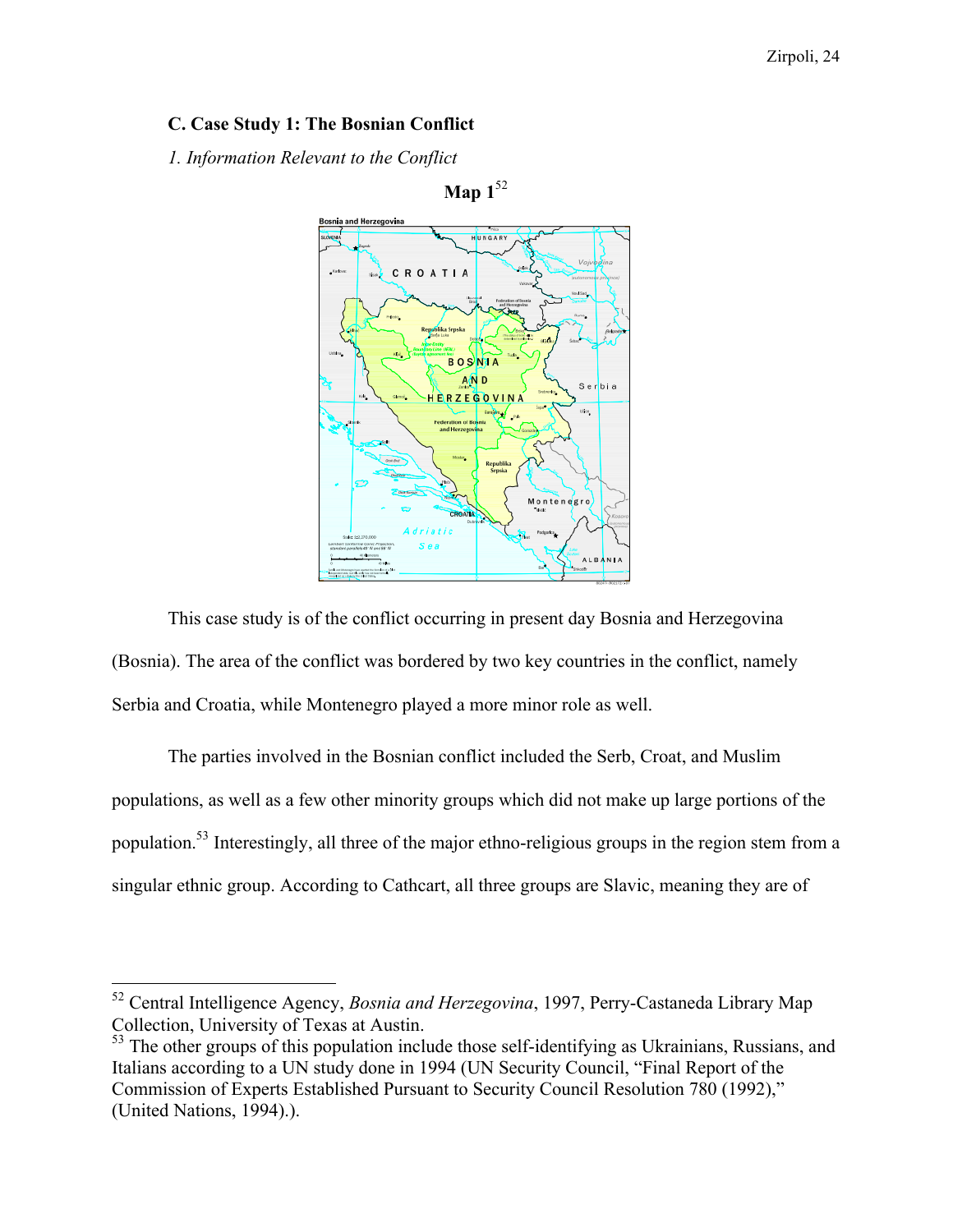**C. Case Study 1: The Bosnian Conflict**

*1. Information Relevant to the Conflict*

**Map 1**[52]

This case study is of the conflict occurring in present day Bosnia and Herzegovina (Bosnia). The area of the conflict was bordered by two key countries in the conflict, namely Serbia and Croatia, while Montenegro played a more minor role as well.

The parties involved in the Bosnian conflict included the Serb, Croat, and Muslim populations, as well as a few other minority groups which did not make up large portions of the population.[53] Interestingly, all three of the major ethno-religious groups in the region stem from a singular ethnic group. According to Cathcart, all three groups are Slavic, meaning they are of

---

[52] Central Intelligence Agency, *Bosnia and Herzegovina*, 1997, Perry-Castaneda Library Map Collection, University of Texas at Austin.

[53] The other groups of this population include those self-identifying as Ukrainians, Russians, and Italians according to a UN study done in 1994 (UN Security Council, "Final Report of the Commission of Experts Established Pursuant to Security Council Resolution 780 (1992)," (United Nations, 1994).).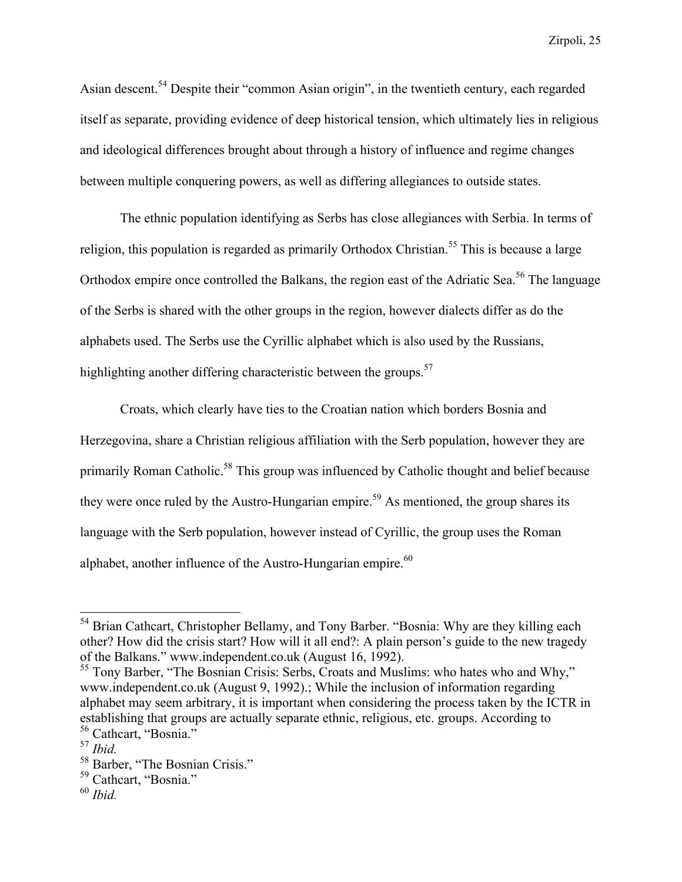Asian descent.[54] Despite their "common Asian origin", in the twentieth century, each regarded itself as separate, providing evidence of deep historical tension, which ultimately lies in religious and ideological differences brought about through a history of influence and regime changes between multiple conquering powers, as well as differing allegiances to outside states.

The ethnic population identifying as Serbs has close allegiances with Serbia. In terms of religion, this population is regarded as primarily Orthodox Christian.[55] This is because a large Orthodox empire once controlled the Balkans, the region east of the Adriatic Sea.[56] The language of the Serbs is shared with the other groups in the region, however dialects differ as do the alphabets used. The Serbs use the Cyrillic alphabet which is also used by the Russians, highlighting another differing characteristic between the groups.[57]

Croats, which clearly have ties to the Croatian nation which borders Bosnia and Herzegovina, share a Christian religious affiliation with the Serb population, however they are primarily Roman Catholic.[58] This group was influenced by Catholic thought and belief because they were once ruled by the Austro-Hungarian empire.[59] As mentioned, the group shares its language with the Serb population, however instead of Cyrillic, the group uses the Roman alphabet, another influence of the Austro-Hungarian empire.[60]

---

[54] Brian Cathcart, Christopher Bellamy, and Tony Barber. "Bosnia: Why are they killing each other? How did the crisis start? How will it all end?: A plain person's guide to the new tragedy of the Balkans." www.independent.co.uk (August 16, 1992).

[55] Tony Barber, "The Bosnian Crisis: Serbs, Croats and Muslims: who hates who and Why," www.independent.co.uk (August 9, 1992).; While the inclusion of information regarding alphabet may seem arbitrary, it is important when considering the process taken by the ICTR in establishing that groups are actually separate ethnic, religious, etc. groups. According to

[56] Cathcart, "Bosnia."

[57] *Ibid.*

[58] Barber, "The Bosnian Crisis."

[59] Cathcart, "Bosnia."

[60] *Ibid.*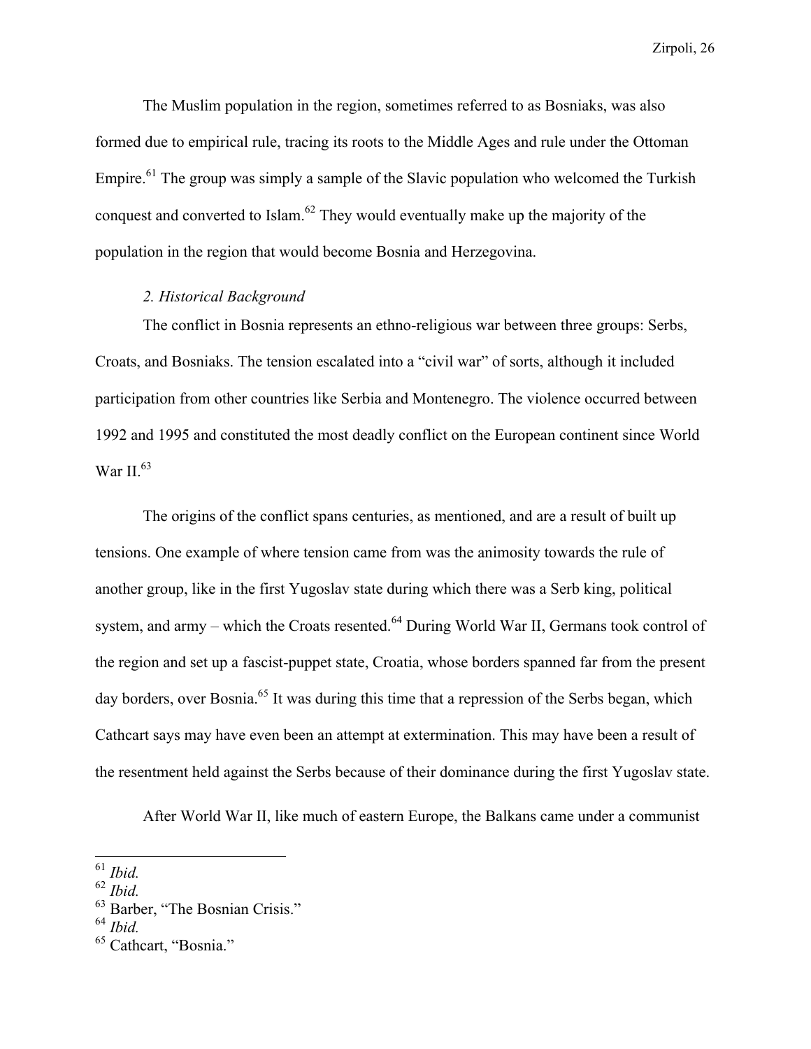The Muslim population in the region, sometimes referred to as Bosniaks, was also formed due to empirical rule, tracing its roots to the Middle Ages and rule under the Ottoman Empire.[61] The group was simply a sample of the Slavic population who welcomed the Turkish conquest and converted to Islam.[62] They would eventually make up the majority of the population in the region that would become Bosnia and Herzegovina.

*2. Historical Background*

The conflict in Bosnia represents an ethno-religious war between three groups: Serbs, Croats, and Bosniaks. The tension escalated into a "civil war" of sorts, although it included participation from other countries like Serbia and Montenegro. The violence occurred between 1992 and 1995 and constituted the most deadly conflict on the European continent since World War II.[63]

The origins of the conflict spans centuries, as mentioned, and are a result of built up tensions. One example of where tension came from was the animosity towards the rule of another group, like in the first Yugoslav state during which there was a Serb king, political system, and army – which the Croats resented.[64] During World War II, Germans took control of the region and set up a fascist-puppet state, Croatia, whose borders spanned far from the present day borders, over Bosnia.[65] It was during this time that a repression of the Serbs began, which Cathcart says may have even been an attempt at extermination. This may have been a result of the resentment held against the Serbs because of their dominance during the first Yugoslav state.

After World War II, like much of eastern Europe, the Balkans came under a communist

---

[61] *Ibid.*
[62] *Ibid.*
[63] Barber, "The Bosnian Crisis."
[64] *Ibid.*
[65] Cathcart, "Bosnia."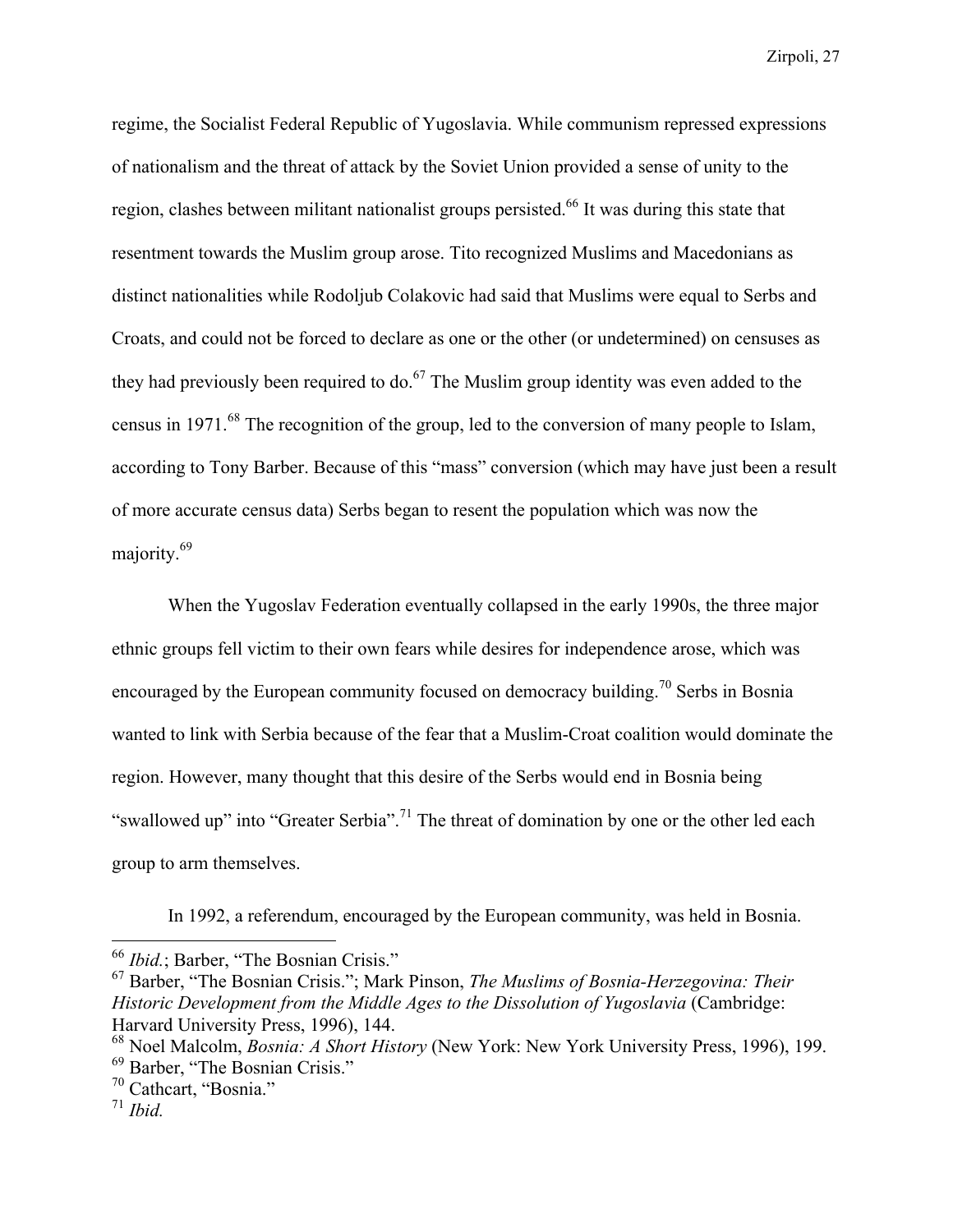regime, the Socialist Federal Republic of Yugoslavia. While communism repressed expressions of nationalism and the threat of attack by the Soviet Union provided a sense of unity to the region, clashes between militant nationalist groups persisted.[66] It was during this state that resentment towards the Muslim group arose. Tito recognized Muslims and Macedonians as distinct nationalities while Rodoljub Colakovic had said that Muslims were equal to Serbs and Croats, and could not be forced to declare as one or the other (or undetermined) on censuses as they had previously been required to do.[67] The Muslim group identity was even added to the census in 1971.[68] The recognition of the group, led to the conversion of many people to Islam, according to Tony Barber. Because of this "mass" conversion (which may have just been a result of more accurate census data) Serbs began to resent the population which was now the majority.[69]

When the Yugoslav Federation eventually collapsed in the early 1990s, the three major ethnic groups fell victim to their own fears while desires for independence arose, which was encouraged by the European community focused on democracy building.[70] Serbs in Bosnia wanted to link with Serbia because of the fear that a Muslim-Croat coalition would dominate the region. However, many thought that this desire of the Serbs would end in Bosnia being "swallowed up" into "Greater Serbia".[71] The threat of domination by one or the other led each group to arm themselves.

In 1992, a referendum, encouraged by the European community, was held in Bosnia.

---

[66] *Ibid.*; Barber, "The Bosnian Crisis."

[67] Barber, "The Bosnian Crisis."; Mark Pinson, *The Muslims of Bosnia-Herzegovina: Their Historic Development from the Middle Ages to the Dissolution of Yugoslavia* (Cambridge: Harvard University Press, 1996), 144.

[68] Noel Malcolm, *Bosnia: A Short History* (New York: New York University Press, 1996), 199.

[69] Barber, "The Bosnian Crisis."

[70] Cathcart, "Bosnia."

[71] *Ibid.*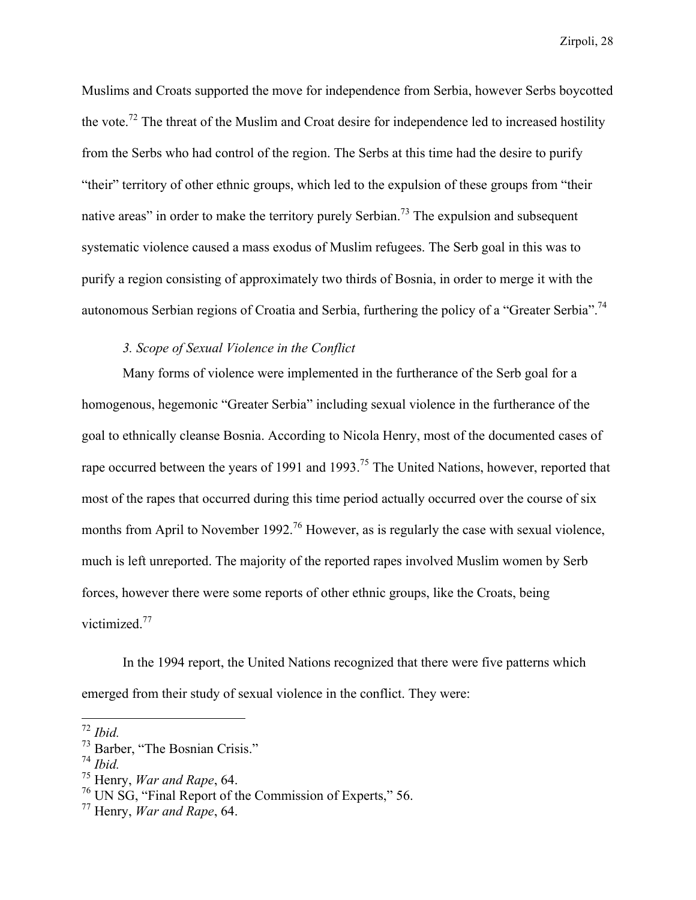Muslims and Croats supported the move for independence from Serbia, however Serbs boycotted the vote.[72] The threat of the Muslim and Croat desire for independence led to increased hostility from the Serbs who had control of the region. The Serbs at this time had the desire to purify "their" territory of other ethnic groups, which led to the expulsion of these groups from "their native areas" in order to make the territory purely Serbian.[73] The expulsion and subsequent systematic violence caused a mass exodus of Muslim refugees. The Serb goal in this was to purify a region consisting of approximately two thirds of Bosnia, in order to merge it with the autonomous Serbian regions of Croatia and Serbia, furthering the policy of a "Greater Serbia".[74]

### *3. Scope of Sexual Violence in the Conflict*

Many forms of violence were implemented in the furtherance of the Serb goal for a homogenous, hegemonic "Greater Serbia" including sexual violence in the furtherance of the goal to ethnically cleanse Bosnia. According to Nicola Henry, most of the documented cases of rape occurred between the years of 1991 and 1993.[75] The United Nations, however, reported that most of the rapes that occurred during this time period actually occurred over the course of six months from April to November 1992.[76] However, as is regularly the case with sexual violence, much is left unreported. The majority of the reported rapes involved Muslim women by Serb forces, however there were some reports of other ethnic groups, like the Croats, being victimized.[77]

In the 1994 report, the United Nations recognized that there were five patterns which emerged from their study of sexual violence in the conflict. They were:

---

[72] *Ibid.*
[73] Barber, "The Bosnian Crisis."
[74] *Ibid.*
[75] Henry, *War and Rape*, 64.
[76] UN SG, "Final Report of the Commission of Experts," 56.
[77] Henry, *War and Rape*, 64.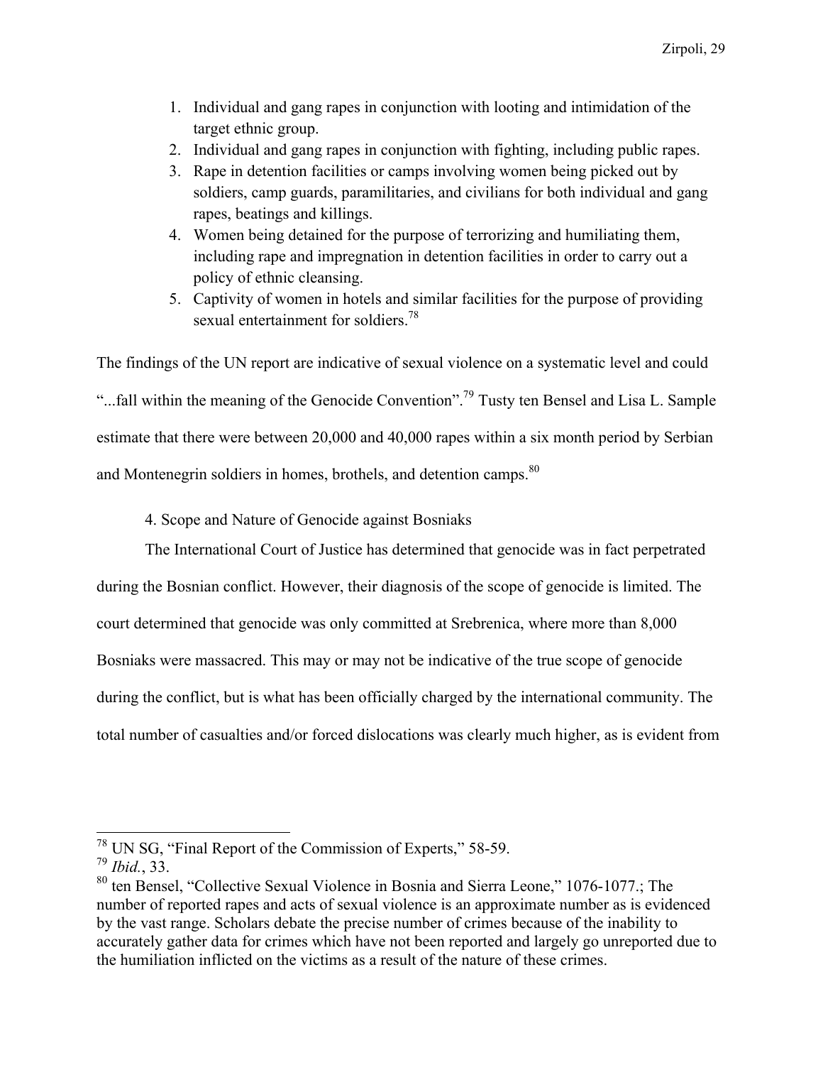1. Individual and gang rapes in conjunction with looting and intimidation of the target ethnic group.
2. Individual and gang rapes in conjunction with fighting, including public rapes.
3. Rape in detention facilities or camps involving women being picked out by soldiers, camp guards, paramilitaries, and civilians for both individual and gang rapes, beatings and killings.
4. Women being detained for the purpose of terrorizing and humiliating them, including rape and impregnation in detention facilities in order to carry out a policy of ethnic cleansing.
5. Captivity of women in hotels and similar facilities for the purpose of providing sexual entertainment for soldiers.[78]

The findings of the UN report are indicative of sexual violence on a systematic level and could "...fall within the meaning of the Genocide Convention".[79] Tusty ten Bensel and Lisa L. Sample estimate that there were between 20,000 and 40,000 rapes within a six month period by Serbian and Montenegrin soldiers in homes, brothels, and detention camps.[80]

### 4. Scope and Nature of Genocide against Bosniaks

The International Court of Justice has determined that genocide was in fact perpetrated during the Bosnian conflict. However, their diagnosis of the scope of genocide is limited. The court determined that genocide was only committed at Srebrenica, where more than 8,000 Bosniaks were massacred. This may or may not be indicative of the true scope of genocide during the conflict, but is what has been officially charged by the international community. The total number of casualties and/or forced dislocations was clearly much higher, as is evident from

---

[78] UN SG, "Final Report of the Commission of Experts," 58-59.

[79] *Ibid.*, 33.

[80] ten Bensel, "Collective Sexual Violence in Bosnia and Sierra Leone," 1076-1077.; The number of reported rapes and acts of sexual violence is an approximate number as is evidenced by the vast range. Scholars debate the precise number of crimes because of the inability to accurately gather data for crimes which have not been reported and largely go unreported due to the humiliation inflicted on the victims as a result of the nature of these crimes.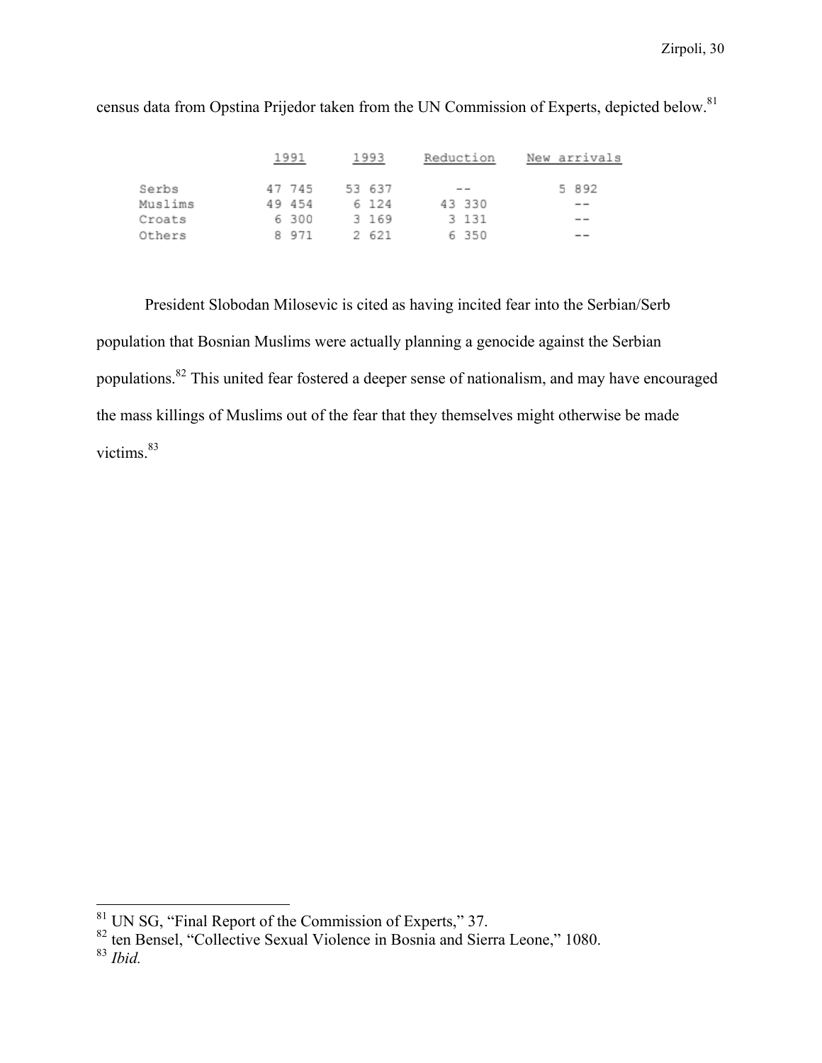census data from Opstina Prijedor taken from the UN Commission of Experts, depicted below.[81]

| | 1991 | 1993 | Reduction | New arrivals |
|---|---|---|---|---|
| Serbs | 47 745 | 53 637 | -- | 5 892 |
| Muslims | 49 454 | 6 124 | 43 330 | -- |
| Croats | 6 300 | 3 169 | 3 131 | -- |
| Others | 8 971 | 2 621 | 6 350 | -- |

President Slobodan Milosevic is cited as having incited fear into the Serbian/Serb population that Bosnian Muslims were actually planning a genocide against the Serbian populations.[82] This united fear fostered a deeper sense of nationalism, and may have encouraged the mass killings of Muslims out of the fear that they themselves might otherwise be made victims.[83]

---

[81] UN SG, "Final Report of the Commission of Experts," 37.
[82] ten Bensel, "Collective Sexual Violence in Bosnia and Sierra Leone," 1080.
[83] *Ibid.*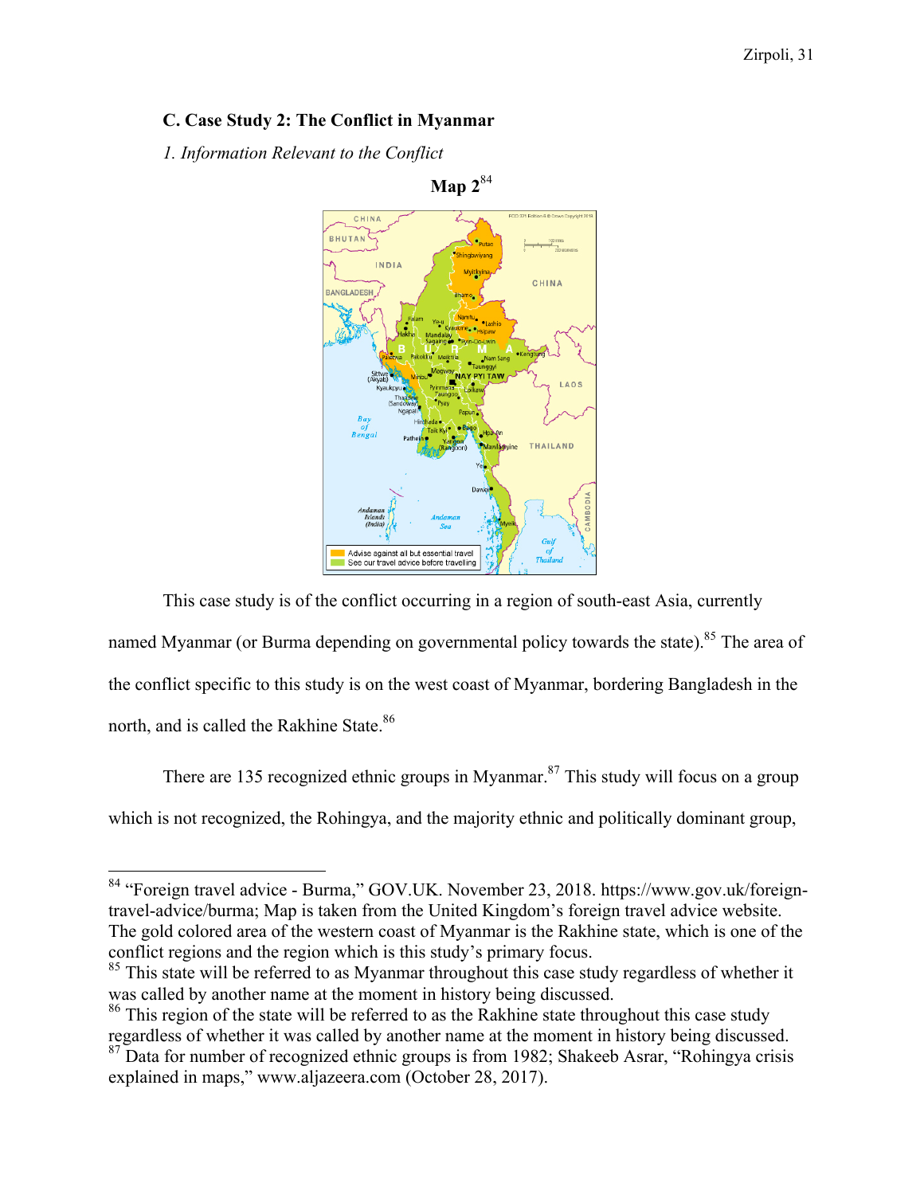### C. Case Study 2: The Conflict in Myanmar

*1. Information Relevant to the Conflict*

**Map 2**[84]

This case study is of the conflict occurring in a region of south-east Asia, currently named Myanmar (or Burma depending on governmental policy towards the state).[85] The area of the conflict specific to this study is on the west coast of Myanmar, bordering Bangladesh in the north, and is called the Rakhine State.[86]

There are 135 recognized ethnic groups in Myanmar.[87] This study will focus on a group which is not recognized, the Rohingya, and the majority ethnic and politically dominant group,

---

[84] "Foreign travel advice - Burma," GOV.UK. November 23, 2018. https://www.gov.uk/foreign-travel-advice/burma; Map is taken from the United Kingdom's foreign travel advice website. The gold colored area of the western coast of Myanmar is the Rakhine state, which is one of the conflict regions and the region which is this study's primary focus.

[85] This state will be referred to as Myanmar throughout this case study regardless of whether it was called by another name at the moment in history being discussed.

[86] This region of the state will be referred to as the Rakhine state throughout this case study regardless of whether it was called by another name at the moment in history being discussed.

[87] Data for number of recognized ethnic groups is from 1982; Shakeeb Asrar, "Rohingya crisis explained in maps," www.aljazeera.com (October 28, 2017).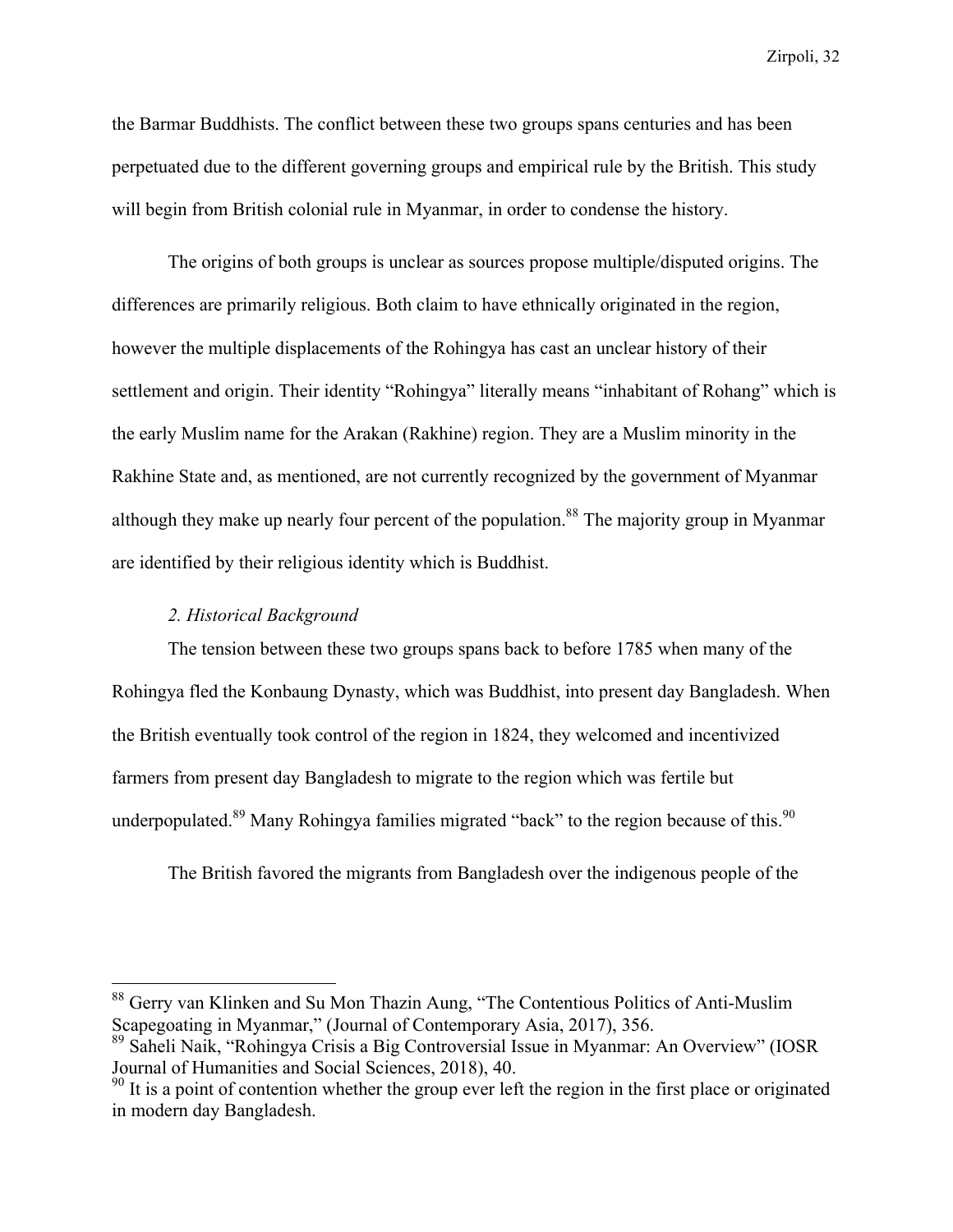the Barmar Buddhists. The conflict between these two groups spans centuries and has been perpetuated due to the different governing groups and empirical rule by the British. This study will begin from British colonial rule in Myanmar, in order to condense the history.

The origins of both groups is unclear as sources propose multiple/disputed origins. The differences are primarily religious. Both claim to have ethnically originated in the region, however the multiple displacements of the Rohingya has cast an unclear history of their settlement and origin. Their identity "Rohingya" literally means "inhabitant of Rohang" which is the early Muslim name for the Arakan (Rakhine) region. They are a Muslim minority in the Rakhine State and, as mentioned, are not currently recognized by the government of Myanmar although they make up nearly four percent of the population.[88] The majority group in Myanmar are identified by their religious identity which is Buddhist.

### *2. Historical Background*

The tension between these two groups spans back to before 1785 when many of the Rohingya fled the Konbaung Dynasty, which was Buddhist, into present day Bangladesh. When the British eventually took control of the region in 1824, they welcomed and incentivized farmers from present day Bangladesh to migrate to the region which was fertile but underpopulated.[89] Many Rohingya families migrated "back" to the region because of this.[90]

The British favored the migrants from Bangladesh over the indigenous people of the

---

[88] Gerry van Klinken and Su Mon Thazin Aung, "The Contentious Politics of Anti-Muslim Scapegoating in Myanmar," (Journal of Contemporary Asia, 2017), 356.

[89] Saheli Naik, "Rohingya Crisis a Big Controversial Issue in Myanmar: An Overview" (IOSR Journal of Humanities and Social Sciences, 2018), 40.

[90] It is a point of contention whether the group ever left the region in the first place or originated in modern day Bangladesh.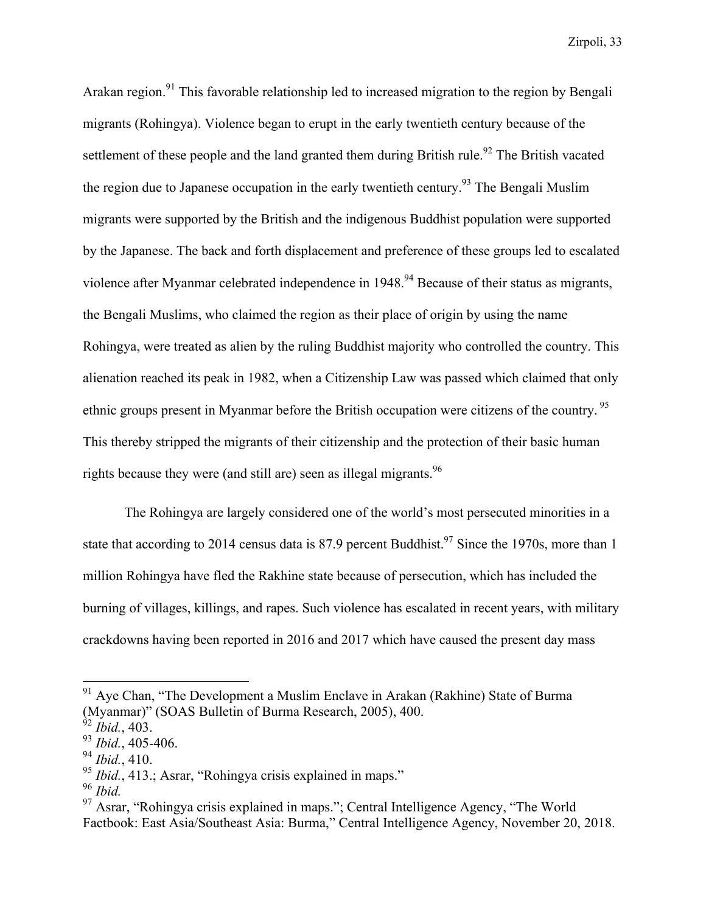Arakan region.[91] This favorable relationship led to increased migration to the region by Bengali migrants (Rohingya). Violence began to erupt in the early twentieth century because of the settlement of these people and the land granted them during British rule.[92] The British vacated the region due to Japanese occupation in the early twentieth century.[93] The Bengali Muslim migrants were supported by the British and the indigenous Buddhist population were supported by the Japanese. The back and forth displacement and preference of these groups led to escalated violence after Myanmar celebrated independence in 1948.[94] Because of their status as migrants, the Bengali Muslims, who claimed the region as their place of origin by using the name Rohingya, were treated as alien by the ruling Buddhist majority who controlled the country. This alienation reached its peak in 1982, when a Citizenship Law was passed which claimed that only ethnic groups present in Myanmar before the British occupation were citizens of the country.[95] This thereby stripped the migrants of their citizenship and the protection of their basic human rights because they were (and still are) seen as illegal migrants.[96]

The Rohingya are largely considered one of the world's most persecuted minorities in a state that according to 2014 census data is 87.9 percent Buddhist.[97] Since the 1970s, more than 1 million Rohingya have fled the Rakhine state because of persecution, which has included the burning of villages, killings, and rapes. Such violence has escalated in recent years, with military crackdowns having been reported in 2016 and 2017 which have caused the present day mass

---

[91] Aye Chan, "The Development a Muslim Enclave in Arakan (Rakhine) State of Burma (Myanmar)" (SOAS Bulletin of Burma Research, 2005), 400.

[92] *Ibid.*, 403.

[93] *Ibid.*, 405-406.

[94] *Ibid.*, 410.

[95] *Ibid.*, 413.; Asrar, "Rohingya crisis explained in maps."

[96] *Ibid.*

[97] Asrar, "Rohingya crisis explained in maps."; Central Intelligence Agency, "The World Factbook: East Asia/Southeast Asia: Burma," Central Intelligence Agency, November 20, 2018.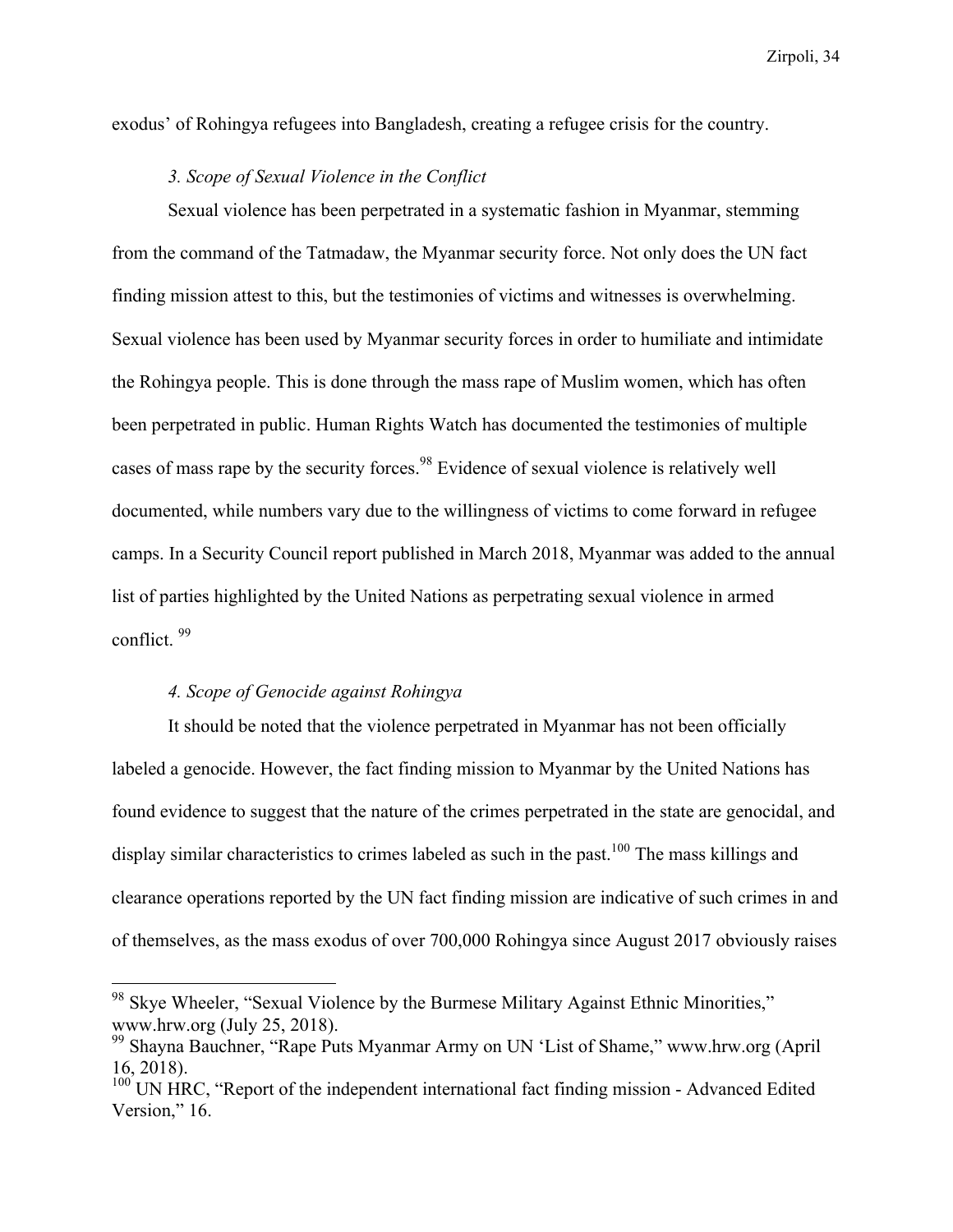exodus' of Rohingya refugees into Bangladesh, creating a refugee crisis for the country.

### *3. Scope of Sexual Violence in the Conflict*

Sexual violence has been perpetrated in a systematic fashion in Myanmar, stemming from the command of the Tatmadaw, the Myanmar security force. Not only does the UN fact finding mission attest to this, but the testimonies of victims and witnesses is overwhelming. Sexual violence has been used by Myanmar security forces in order to humiliate and intimidate the Rohingya people. This is done through the mass rape of Muslim women, which has often been perpetrated in public. Human Rights Watch has documented the testimonies of multiple cases of mass rape by the security forces.[98] Evidence of sexual violence is relatively well documented, while numbers vary due to the willingness of victims to come forward in refugee camps. In a Security Council report published in March 2018, Myanmar was added to the annual list of parties highlighted by the United Nations as perpetrating sexual violence in armed conflict. [99]

### *4. Scope of Genocide against Rohingya*

It should be noted that the violence perpetrated in Myanmar has not been officially labeled a genocide. However, the fact finding mission to Myanmar by the United Nations has found evidence to suggest that the nature of the crimes perpetrated in the state are genocidal, and display similar characteristics to crimes labeled as such in the past.[100] The mass killings and clearance operations reported by the UN fact finding mission are indicative of such crimes in and of themselves, as the mass exodus of over 700,000 Rohingya since August 2017 obviously raises

---

[98] Skye Wheeler, "Sexual Violence by the Burmese Military Against Ethnic Minorities," www.hrw.org (July 25, 2018).

[99] Shayna Bauchner, "Rape Puts Myanmar Army on UN 'List of Shame," www.hrw.org (April 16, 2018).

[100] UN HRC, "Report of the independent international fact finding mission - Advanced Edited Version," 16.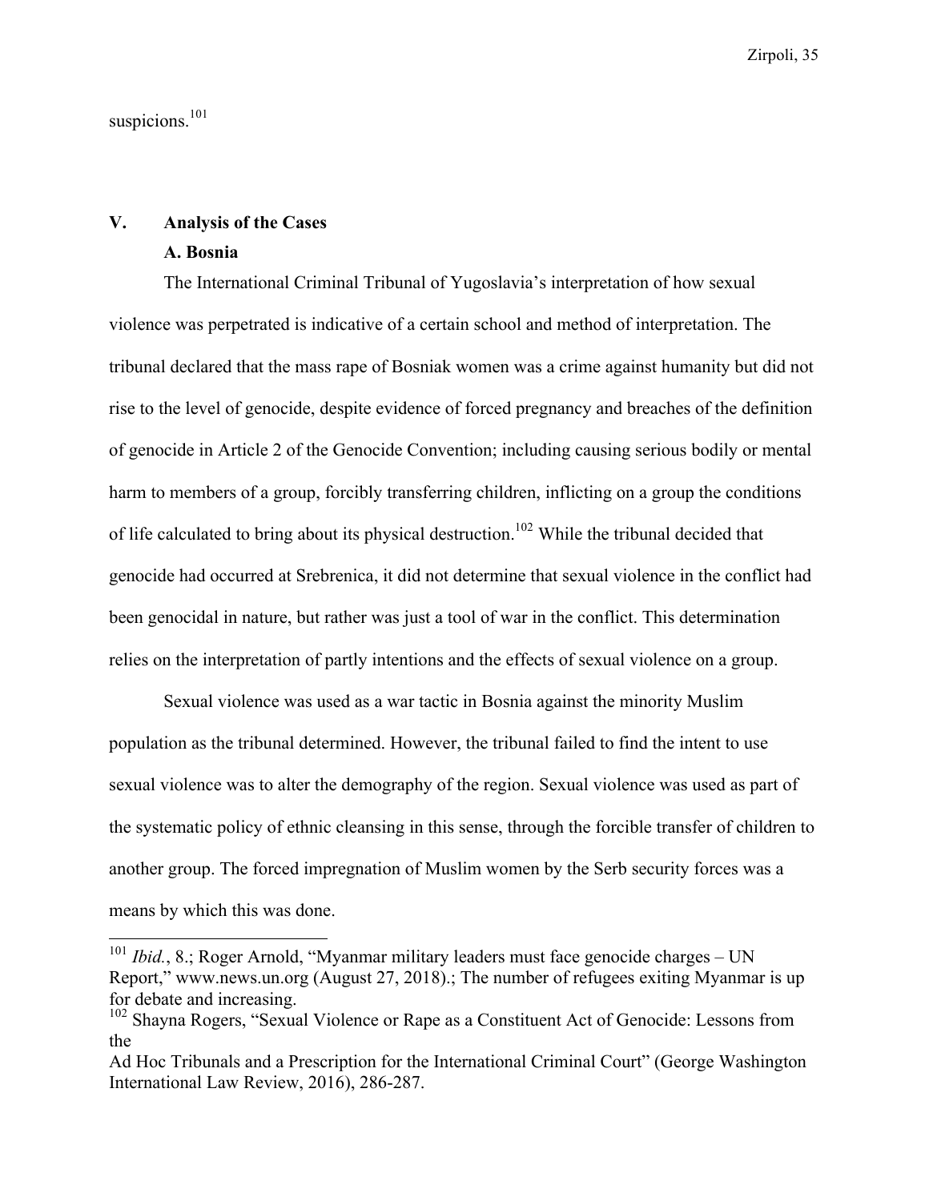suspicions.[101]

## V. Analysis of the Cases

### A. Bosnia

The International Criminal Tribunal of Yugoslavia's interpretation of how sexual violence was perpetrated is indicative of a certain school and method of interpretation. The tribunal declared that the mass rape of Bosniak women was a crime against humanity but did not rise to the level of genocide, despite evidence of forced pregnancy and breaches of the definition of genocide in Article 2 of the Genocide Convention; including causing serious bodily or mental harm to members of a group, forcibly transferring children, inflicting on a group the conditions of life calculated to bring about its physical destruction.[102] While the tribunal decided that genocide had occurred at Srebrenica, it did not determine that sexual violence in the conflict had been genocidal in nature, but rather was just a tool of war in the conflict. This determination relies on the interpretation of partly intentions and the effects of sexual violence on a group.

Sexual violence was used as a war tactic in Bosnia against the minority Muslim population as the tribunal determined. However, the tribunal failed to find the intent to use sexual violence was to alter the demography of the region. Sexual violence was used as part of the systematic policy of ethnic cleansing in this sense, through the forcible transfer of children to another group. The forced impregnation of Muslim women by the Serb security forces was a means by which this was done.

---

[101] *Ibid.*, 8.; Roger Arnold, "Myanmar military leaders must face genocide charges – UN Report," www.news.un.org (August 27, 2018).; The number of refugees exiting Myanmar is up for debate and increasing.

[102] Shayna Rogers, "Sexual Violence or Rape as a Constituent Act of Genocide: Lessons from the Ad Hoc Tribunals and a Prescription for the International Criminal Court" (George Washington International Law Review, 2016), 286-287.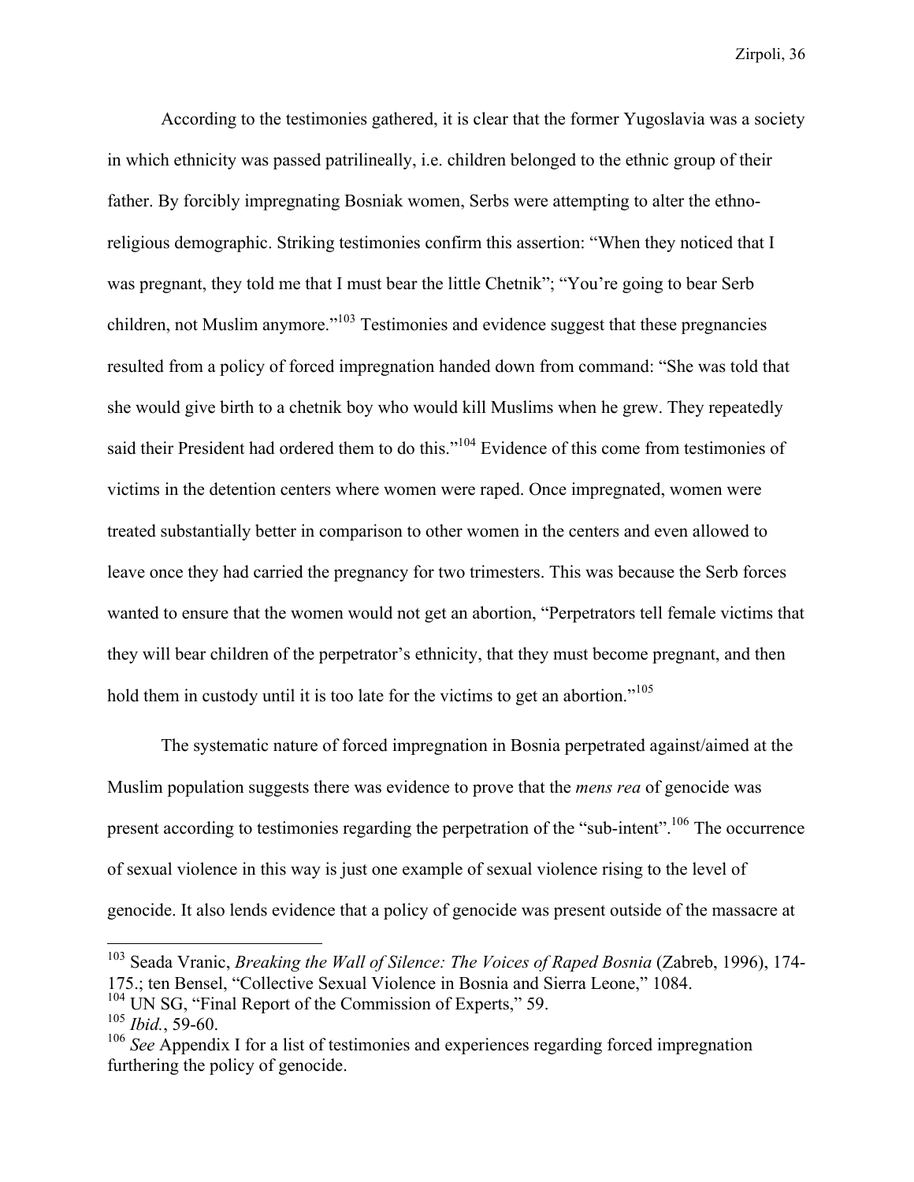According to the testimonies gathered, it is clear that the former Yugoslavia was a society in which ethnicity was passed patrilineally, i.e. children belonged to the ethnic group of their father. By forcibly impregnating Bosniak women, Serbs were attempting to alter the ethno-religious demographic. Striking testimonies confirm this assertion: "When they noticed that I was pregnant, they told me that I must bear the little Chetnik"; "You're going to bear Serb children, not Muslim anymore."[103] Testimonies and evidence suggest that these pregnancies resulted from a policy of forced impregnation handed down from command: "She was told that she would give birth to a chetnik boy who would kill Muslims when he grew. They repeatedly said their President had ordered them to do this."[104] Evidence of this come from testimonies of victims in the detention centers where women were raped. Once impregnated, women were treated substantially better in comparison to other women in the centers and even allowed to leave once they had carried the pregnancy for two trimesters. This was because the Serb forces wanted to ensure that the women would not get an abortion, "Perpetrators tell female victims that they will bear children of the perpetrator's ethnicity, that they must become pregnant, and then hold them in custody until it is too late for the victims to get an abortion."[105]

The systematic nature of forced impregnation in Bosnia perpetrated against/aimed at the Muslim population suggests there was evidence to prove that the *mens rea* of genocide was present according to testimonies regarding the perpetration of the "sub-intent".[106] The occurrence of sexual violence in this way is just one example of sexual violence rising to the level of genocide. It also lends evidence that a policy of genocide was present outside of the massacre at

---

[103] Seada Vranic, *Breaking the Wall of Silence: The Voices of Raped Bosnia* (Zabreb, 1996), 174-175.; ten Bensel, "Collective Sexual Violence in Bosnia and Sierra Leone," 1084.

[104] UN SG, "Final Report of the Commission of Experts," 59.

[105] *Ibid.*, 59-60.

[106] *See* Appendix I for a list of testimonies and experiences regarding forced impregnation furthering the policy of genocide.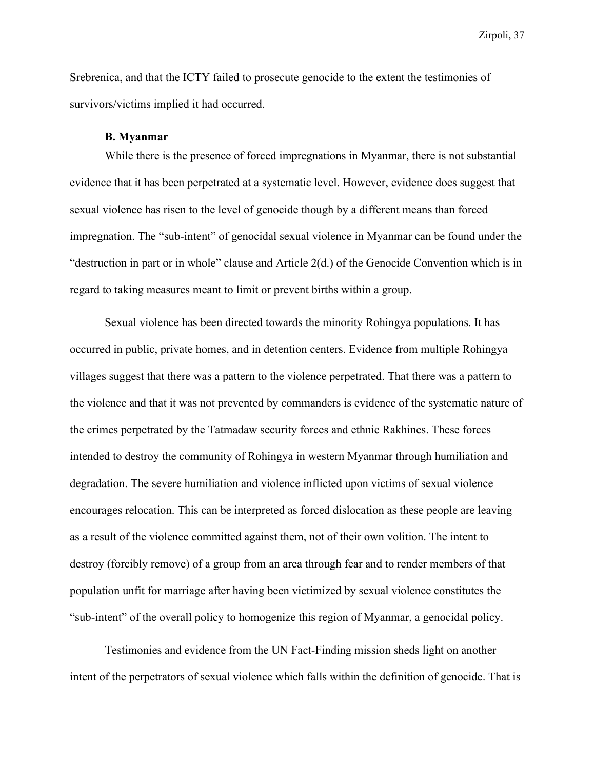Srebrenica, and that the ICTY failed to prosecute genocide to the extent the testimonies of survivors/victims implied it had occurred.

### B. Myanmar

While there is the presence of forced impregnations in Myanmar, there is not substantial evidence that it has been perpetrated at a systematic level. However, evidence does suggest that sexual violence has risen to the level of genocide though by a different means than forced impregnation. The "sub-intent" of genocidal sexual violence in Myanmar can be found under the "destruction in part or in whole" clause and Article 2(d.) of the Genocide Convention which is in regard to taking measures meant to limit or prevent births within a group.

Sexual violence has been directed towards the minority Rohingya populations. It has occurred in public, private homes, and in detention centers. Evidence from multiple Rohingya villages suggest that there was a pattern to the violence perpetrated. That there was a pattern to the violence and that it was not prevented by commanders is evidence of the systematic nature of the crimes perpetrated by the Tatmadaw security forces and ethnic Rakhines. These forces intended to destroy the community of Rohingya in western Myanmar through humiliation and degradation. The severe humiliation and violence inflicted upon victims of sexual violence encourages relocation. This can be interpreted as forced dislocation as these people are leaving as a result of the violence committed against them, not of their own volition. The intent to destroy (forcibly remove) of a group from an area through fear and to render members of that population unfit for marriage after having been victimized by sexual violence constitutes the "sub-intent" of the overall policy to homogenize this region of Myanmar, a genocidal policy.

Testimonies and evidence from the UN Fact-Finding mission sheds light on another intent of the perpetrators of sexual violence which falls within the definition of genocide. That is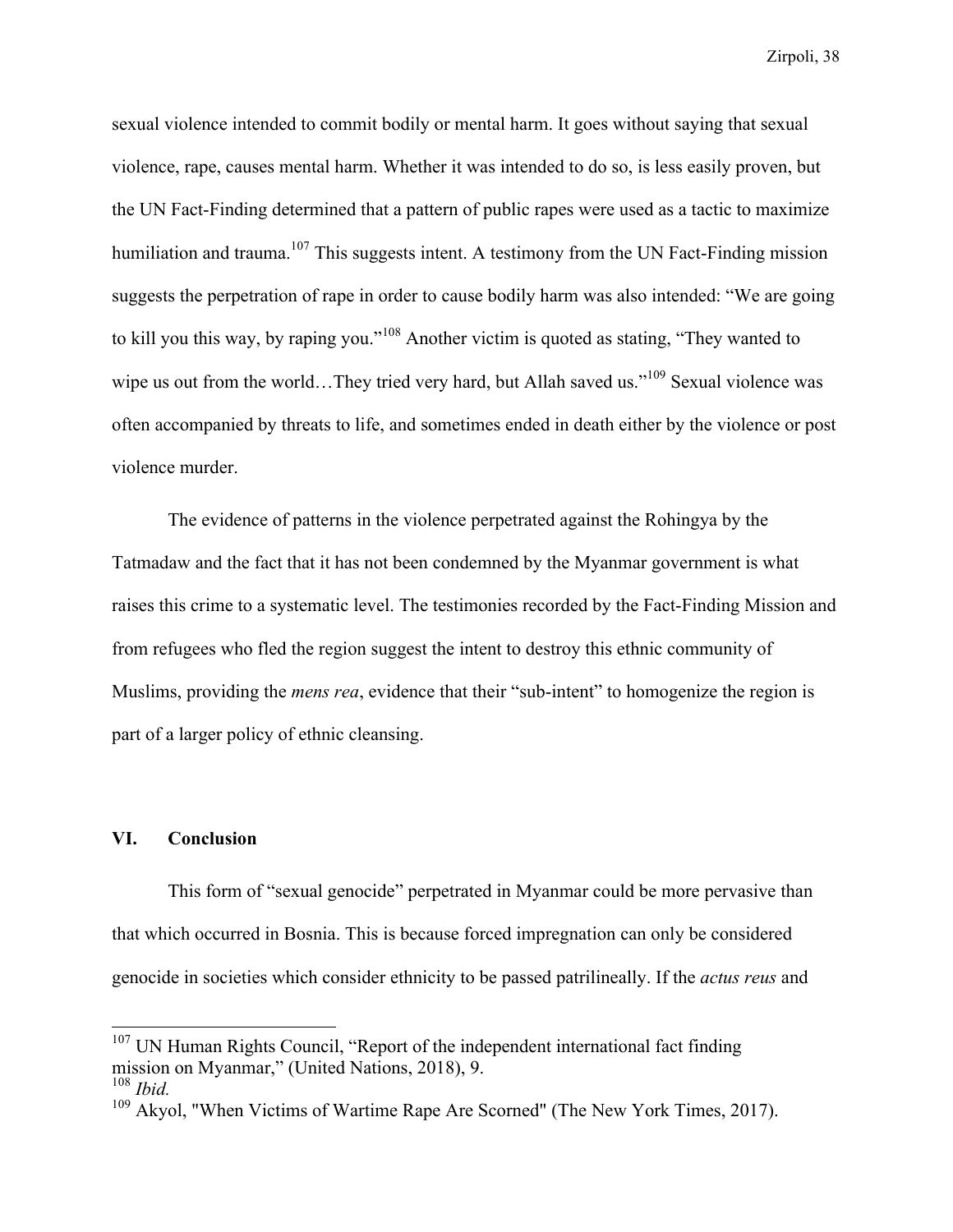sexual violence intended to commit bodily or mental harm. It goes without saying that sexual violence, rape, causes mental harm. Whether it was intended to do so, is less easily proven, but the UN Fact-Finding determined that a pattern of public rapes were used as a tactic to maximize humiliation and trauma.[107] This suggests intent. A testimony from the UN Fact-Finding mission suggests the perpetration of rape in order to cause bodily harm was also intended: "We are going to kill you this way, by raping you."[108] Another victim is quoted as stating, "They wanted to wipe us out from the world…They tried very hard, but Allah saved us."[109] Sexual violence was often accompanied by threats to life, and sometimes ended in death either by the violence or post violence murder.

The evidence of patterns in the violence perpetrated against the Rohingya by the Tatmadaw and the fact that it has not been condemned by the Myanmar government is what raises this crime to a systematic level. The testimonies recorded by the Fact-Finding Mission and from refugees who fled the region suggest the intent to destroy this ethnic community of Muslims, providing the *mens rea*, evidence that their "sub-intent" to homogenize the region is part of a larger policy of ethnic cleansing.

## VI. Conclusion

This form of "sexual genocide" perpetrated in Myanmar could be more pervasive than that which occurred in Bosnia. This is because forced impregnation can only be considered genocide in societies which consider ethnicity to be passed patrilineally. If the *actus reus* and

---

[107] UN Human Rights Council, "Report of the independent international fact finding mission on Myanmar," (United Nations, 2018), 9.

[108] *Ibid.*

[109] Akyol, "When Victims of Wartime Rape Are Scorned" (The New York Times, 2017).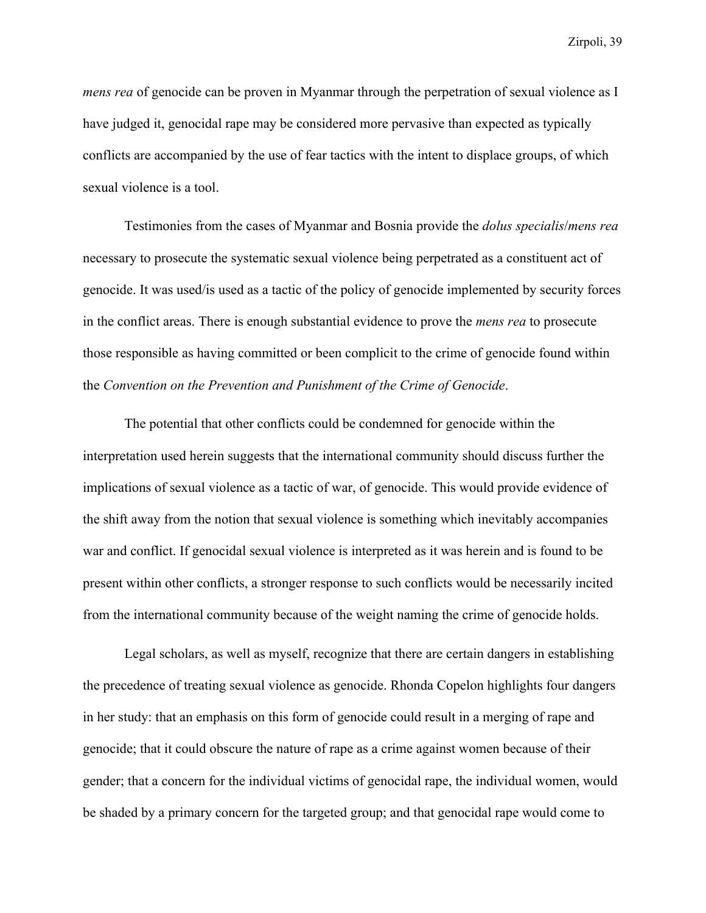*mens rea* of genocide can be proven in Myanmar through the perpetration of sexual violence as I have judged it, genocidal rape may be considered more pervasive than expected as typically conflicts are accompanied by the use of fear tactics with the intent to displace groups, of which sexual violence is a tool.

Testimonies from the cases of Myanmar and Bosnia provide the *dolus specialis*/*mens rea* necessary to prosecute the systematic sexual violence being perpetrated as a constituent act of genocide. It was used/is used as a tactic of the policy of genocide implemented by security forces in the conflict areas. There is enough substantial evidence to prove the *mens rea* to prosecute those responsible as having committed or been complicit to the crime of genocide found within the *Convention on the Prevention and Punishment of the Crime of Genocide*.

The potential that other conflicts could be condemned for genocide within the interpretation used herein suggests that the international community should discuss further the implications of sexual violence as a tactic of war, of genocide. This would provide evidence of the shift away from the notion that sexual violence is something which inevitably accompanies war and conflict. If genocidal sexual violence is interpreted as it was herein and is found to be present within other conflicts, a stronger response to such conflicts would be necessarily incited from the international community because of the weight naming the crime of genocide holds.

Legal scholars, as well as myself, recognize that there are certain dangers in establishing the precedence of treating sexual violence as genocide. Rhonda Copelon highlights four dangers in her study: that an emphasis on this form of genocide could result in a merging of rape and genocide; that it could obscure the nature of rape as a crime against women because of their gender; that a concern for the individual victims of genocidal rape, the individual women, would be shaded by a primary concern for the targeted group; and that genocidal rape would come to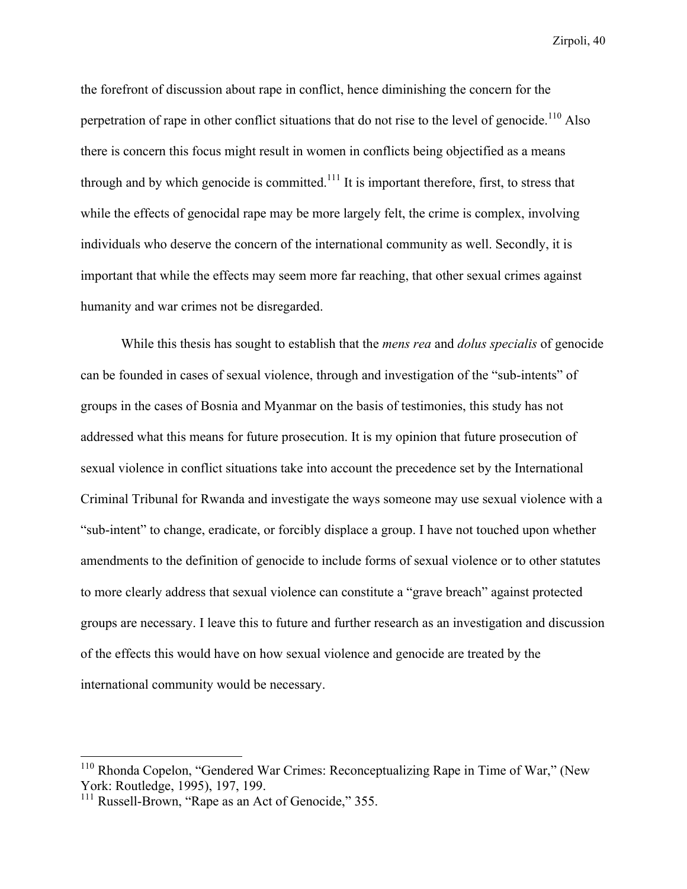the forefront of discussion about rape in conflict, hence diminishing the concern for the perpetration of rape in other conflict situations that do not rise to the level of genocide.[110] Also there is concern this focus might result in women in conflicts being objectified as a means through and by which genocide is committed.[111] It is important therefore, first, to stress that while the effects of genocidal rape may be more largely felt, the crime is complex, involving individuals who deserve the concern of the international community as well. Secondly, it is important that while the effects may seem more far reaching, that other sexual crimes against humanity and war crimes not be disregarded.

While this thesis has sought to establish that the *mens rea* and *dolus specialis* of genocide can be founded in cases of sexual violence, through and investigation of the "sub-intents" of groups in the cases of Bosnia and Myanmar on the basis of testimonies, this study has not addressed what this means for future prosecution. It is my opinion that future prosecution of sexual violence in conflict situations take into account the precedence set by the International Criminal Tribunal for Rwanda and investigate the ways someone may use sexual violence with a "sub-intent" to change, eradicate, or forcibly displace a group. I have not touched upon whether amendments to the definition of genocide to include forms of sexual violence or to other statutes to more clearly address that sexual violence can constitute a "grave breach" against protected groups are necessary. I leave this to future and further research as an investigation and discussion of the effects this would have on how sexual violence and genocide are treated by the international community would be necessary.

---

[110] Rhonda Copelon, "Gendered War Crimes: Reconceptualizing Rape in Time of War," (New York: Routledge, 1995), 197, 199.

[111] Russell-Brown, "Rape as an Act of Genocide," 355.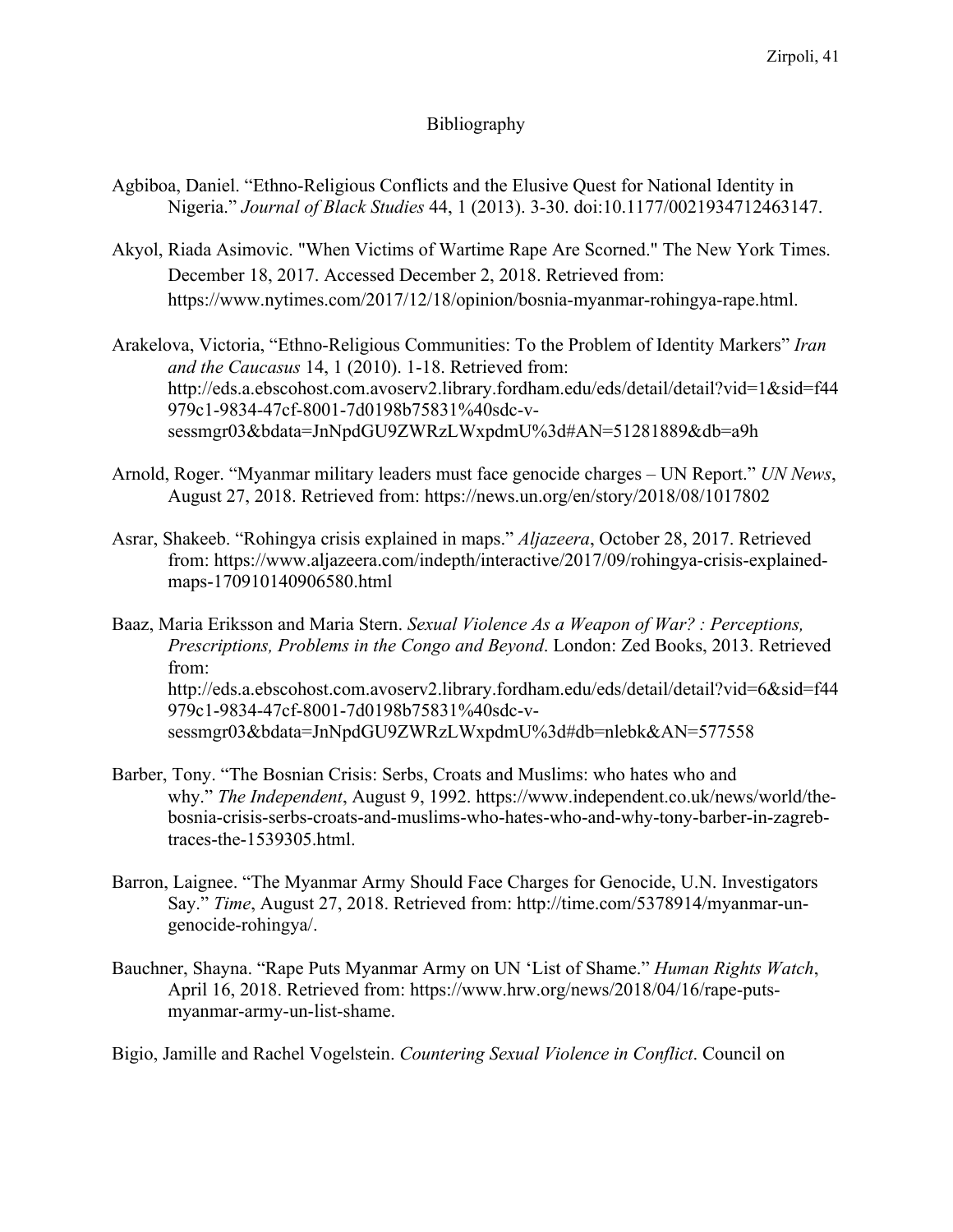# Bibliography

Agbiboa, Daniel. "Ethno-Religious Conflicts and the Elusive Quest for National Identity in Nigeria." *Journal of Black Studies* 44, 1 (2013). 3-30. doi:10.1177/0021934712463147.

Akyol, Riada Asimovic. "When Victims of Wartime Rape Are Scorned." The New York Times. December 18, 2017. Accessed December 2, 2018. Retrieved from: https://www.nytimes.com/2017/12/18/opinion/bosnia-myanmar-rohingya-rape.html.

Arakelova, Victoria, "Ethno-Religious Communities: To the Problem of Identity Markers" *Iran and the Caucasus* 14, 1 (2010). 1-18. Retrieved from: http://eds.a.ebscohost.com.avoserv2.library.fordham.edu/eds/detail/detail?vid=1&sid=f44979c1-9834-47cf-8001-7d0198b75831%40sdc-v-sessmgr03&bdata=JnNpdGU9ZWRzLWxpdmU%3d#AN=51281889&db=a9h

Arnold, Roger. "Myanmar military leaders must face genocide charges – UN Report." *UN News*, August 27, 2018. Retrieved from: https://news.un.org/en/story/2018/08/1017802

Asrar, Shakeeb. "Rohingya crisis explained in maps." *Aljazeera*, October 28, 2017. Retrieved from: https://www.aljazeera.com/indepth/interactive/2017/09/rohingya-crisis-explained-maps-170910140906580.html

Baaz, Maria Eriksson and Maria Stern. *Sexual Violence As a Weapon of War? : Perceptions, Prescriptions, Problems in the Congo and Beyond*. London: Zed Books, 2013. Retrieved from: http://eds.a.ebscohost.com.avoserv2.library.fordham.edu/eds/detail/detail?vid=6&sid=f44979c1-9834-47cf-8001-7d0198b75831%40sdc-v-sessmgr03&bdata=JnNpdGU9ZWRzLWxpdmU%3d#db=nlebk&AN=577558

Barber, Tony. "The Bosnian Crisis: Serbs, Croats and Muslims: who hates who and why." *The Independent*, August 9, 1992. https://www.independent.co.uk/news/world/the-bosnia-crisis-serbs-croats-and-muslims-who-hates-who-and-why-tony-barber-in-zagreb-traces-the-1539305.html.

Barron, Laignee. "The Myanmar Army Should Face Charges for Genocide, U.N. Investigators Say." *Time*, August 27, 2018. Retrieved from: http://time.com/5378914/myanmar-un-genocide-rohingya/.

Bauchner, Shayna. "Rape Puts Myanmar Army on UN 'List of Shame." *Human Rights Watch*, April 16, 2018. Retrieved from: https://www.hrw.org/news/2018/04/16/rape-puts-myanmar-army-un-list-shame.

Bigio, Jamille and Rachel Vogelstein. *Countering Sexual Violence in Conflict*. Council on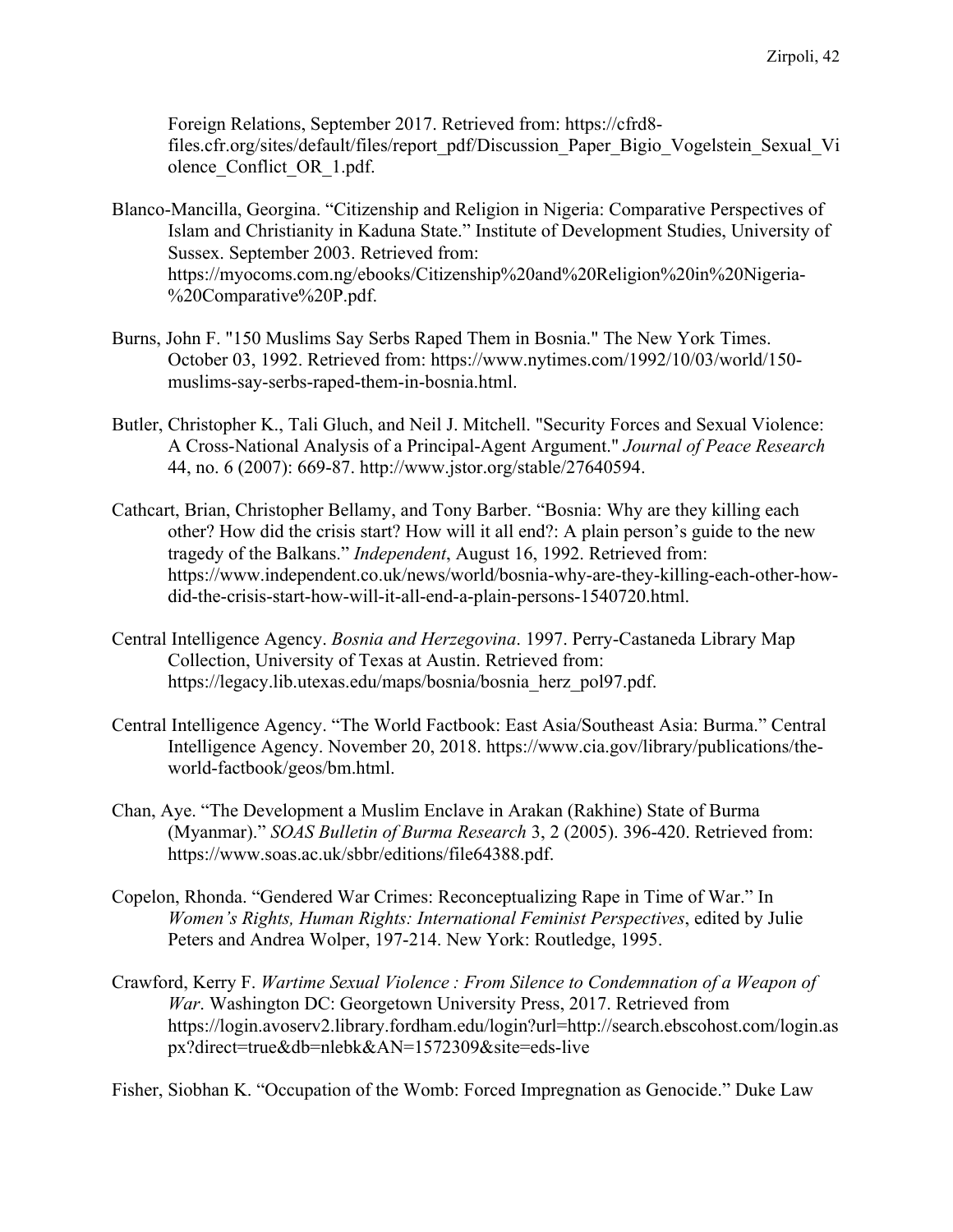Foreign Relations, September 2017. Retrieved from: https://cfrd8-files.cfr.org/sites/default/files/report_pdf/Discussion_Paper_Bigio_Vogelstein_Sexual_Violence_Conflict_OR_1.pdf.

Blanco-Mancilla, Georgina. "Citizenship and Religion in Nigeria: Comparative Perspectives of Islam and Christianity in Kaduna State." Institute of Development Studies, University of Sussex. September 2003. Retrieved from: https://myocoms.com.ng/ebooks/Citizenship%20and%20Religion%20in%20Nigeria-%20Comparative%20P.pdf.

Burns, John F. "150 Muslims Say Serbs Raped Them in Bosnia." The New York Times. October 03, 1992. Retrieved from: https://www.nytimes.com/1992/10/03/world/150-muslims-say-serbs-raped-them-in-bosnia.html.

Butler, Christopher K., Tali Gluch, and Neil J. Mitchell. "Security Forces and Sexual Violence: A Cross-National Analysis of a Principal-Agent Argument." *Journal of Peace Research* 44, no. 6 (2007): 669-87. http://www.jstor.org/stable/27640594.

Cathcart, Brian, Christopher Bellamy, and Tony Barber. "Bosnia: Why are they killing each other? How did the crisis start? How will it all end?: A plain person's guide to the new tragedy of the Balkans." *Independent*, August 16, 1992. Retrieved from: https://www.independent.co.uk/news/world/bosnia-why-are-they-killing-each-other-how-did-the-crisis-start-how-will-it-all-end-a-plain-persons-1540720.html.

Central Intelligence Agency. *Bosnia and Herzegovina*. 1997. Perry-Castaneda Library Map Collection, University of Texas at Austin. Retrieved from: https://legacy.lib.utexas.edu/maps/bosnia/bosnia_herz_pol97.pdf.

Central Intelligence Agency. "The World Factbook: East Asia/Southeast Asia: Burma." Central Intelligence Agency. November 20, 2018. https://www.cia.gov/library/publications/the-world-factbook/geos/bm.html.

Chan, Aye. "The Development a Muslim Enclave in Arakan (Rakhine) State of Burma (Myanmar)." *SOAS Bulletin of Burma Research* 3, 2 (2005). 396-420. Retrieved from: https://www.soas.ac.uk/sbbr/editions/file64388.pdf.

Copelon, Rhonda. "Gendered War Crimes: Reconceptualizing Rape in Time of War." In *Women's Rights, Human Rights: International Feminist Perspectives*, edited by Julie Peters and Andrea Wolper, 197-214. New York: Routledge, 1995.

Crawford, Kerry F. *Wartime Sexual Violence : From Silence to Condemnation of a Weapon of War*. Washington DC: Georgetown University Press, 2017. Retrieved from https://login.avoserv2.library.fordham.edu/login?url=http://search.ebscohost.com/login.aspx?direct=true&db=nlebk&AN=1572309&site=eds-live

Fisher, Siobhan K. "Occupation of the Womb: Forced Impregnation as Genocide." Duke Law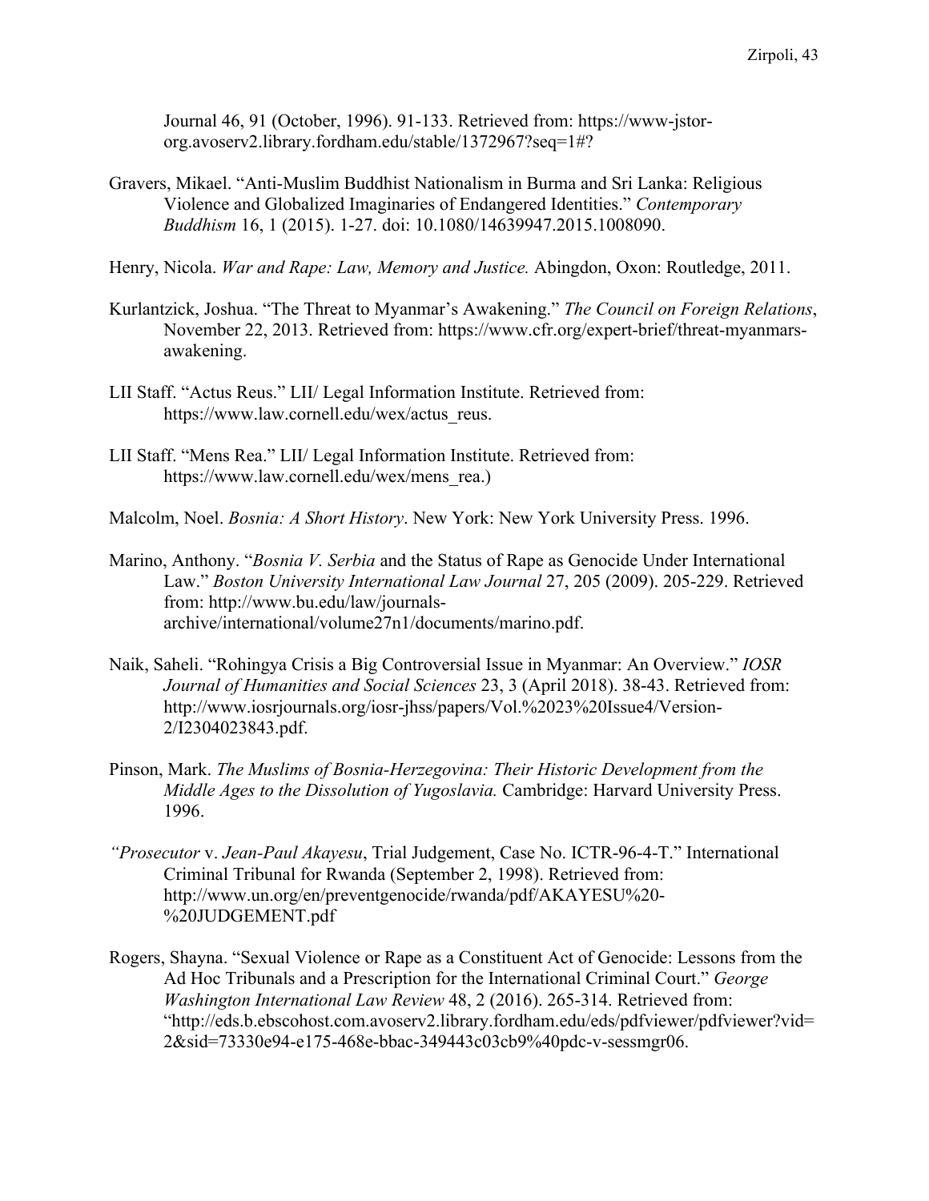Journal 46, 91 (October, 1996). 91-133. Retrieved from: https://www-jstor-org.avoserv2.library.fordham.edu/stable/1372967?seq=1#?

Gravers, Mikael. "Anti-Muslim Buddhist Nationalism in Burma and Sri Lanka: Religious Violence and Globalized Imaginaries of Endangered Identities." *Contemporary Buddhism* 16, 1 (2015). 1-27. doi: 10.1080/14639947.2015.1008090.

Henry, Nicola. *War and Rape: Law, Memory and Justice.* Abingdon, Oxon: Routledge, 2011.

Kurlantzick, Joshua. "The Threat to Myanmar's Awakening." *The Council on Foreign Relations*, November 22, 2013. Retrieved from: https://www.cfr.org/expert-brief/threat-myanmars-awakening.

LII Staff. "Actus Reus." LII/ Legal Information Institute. Retrieved from: https://www.law.cornell.edu/wex/actus_reus.

LII Staff. "Mens Rea." LII/ Legal Information Institute. Retrieved from: https://www.law.cornell.edu/wex/mens_rea.)

Malcolm, Noel. *Bosnia: A Short History*. New York: New York University Press. 1996.

Marino, Anthony. "*Bosnia V. Serbia* and the Status of Rape as Genocide Under International Law." *Boston University International Law Journal* 27, 205 (2009). 205-229. Retrieved from: http://www.bu.edu/law/journals-archive/international/volume27n1/documents/marino.pdf.

Naik, Saheli. "Rohingya Crisis a Big Controversial Issue in Myanmar: An Overview." *IOSR Journal of Humanities and Social Sciences* 23, 3 (April 2018). 38-43. Retrieved from: http://www.iosrjournals.org/iosr-jhss/papers/Vol.%2023%20Issue4/Version-2/I2304023843.pdf.

Pinson, Mark. *The Muslims of Bosnia-Herzegovina: Their Historic Development from the Middle Ages to the Dissolution of Yugoslavia.* Cambridge: Harvard University Press. 1996.

*"Prosecutor* v. *Jean-Paul Akayesu*, Trial Judgement, Case No. ICTR-96-4-T." International Criminal Tribunal for Rwanda (September 2, 1998). Retrieved from: http://www.un.org/en/preventgenocide/rwanda/pdf/AKAYESU%20-%20JUDGEMENT.pdf

Rogers, Shayna. "Sexual Violence or Rape as a Constituent Act of Genocide: Lessons from the Ad Hoc Tribunals and a Prescription for the International Criminal Court." *George Washington International Law Review* 48, 2 (2016). 265-314. Retrieved from: "http://eds.b.ebscohost.com.avoserv2.library.fordham.edu/eds/pdfviewer/pdfviewer?vid=2&sid=73330e94-e175-468e-bbac-349443c03cb9%40pdc-v-sessmgr06.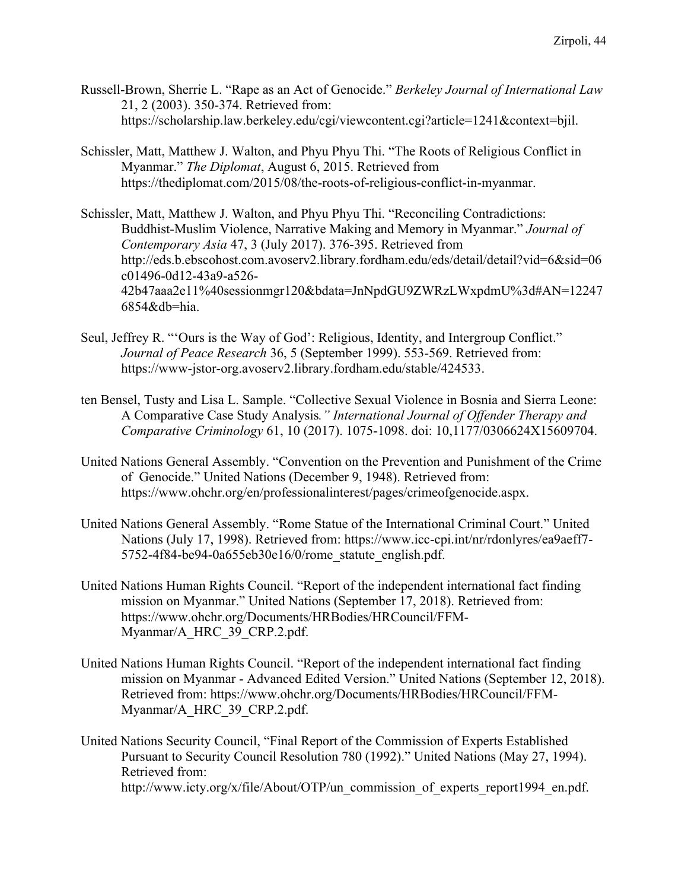Russell-Brown, Sherrie L. "Rape as an Act of Genocide." *Berkeley Journal of International Law* 21, 2 (2003). 350-374. Retrieved from: https://scholarship.law.berkeley.edu/cgi/viewcontent.cgi?article=1241&context=bjil.

Schissler, Matt, Matthew J. Walton, and Phyu Phyu Thi. "The Roots of Religious Conflict in Myanmar." *The Diplomat*, August 6, 2015. Retrieved from https://thediplomat.com/2015/08/the-roots-of-religious-conflict-in-myanmar.

Schissler, Matt, Matthew J. Walton, and Phyu Phyu Thi. "Reconciling Contradictions: Buddhist-Muslim Violence, Narrative Making and Memory in Myanmar." *Journal of Contemporary Asia* 47, 3 (July 2017). 376-395. Retrieved from http://eds.b.ebscohost.com.avoserv2.library.fordham.edu/eds/detail/detail?vid=6&sid=06c01496-0d12-43a9-a526-42b47aaa2e11%40sessionmgr120&bdata=JnNpdGU9ZWRzLWxpdmU%3d#AN=122476854&db=hia.

Seul, Jeffrey R. "'Ours is the Way of God': Religious, Identity, and Intergroup Conflict." *Journal of Peace Research* 36, 5 (September 1999). 553-569. Retrieved from: https://www-jstor-org.avoserv2.library.fordham.edu/stable/424533.

ten Bensel, Tusty and Lisa L. Sample. "Collective Sexual Violence in Bosnia and Sierra Leone: A Comparative Case Study Analysis*." International Journal of Offender Therapy and Comparative Criminology* 61, 10 (2017). 1075-1098. doi: 10,1177/0306624X15609704.

United Nations General Assembly. "Convention on the Prevention and Punishment of the Crime of Genocide." United Nations (December 9, 1948). Retrieved from: https://www.ohchr.org/en/professionalinterest/pages/crimeofgenocide.aspx.

United Nations General Assembly. "Rome Statue of the International Criminal Court." United Nations (July 17, 1998). Retrieved from: https://www.icc-cpi.int/nr/rdonlyres/ea9aeff7-5752-4f84-be94-0a655eb30e16/0/rome_statute_english.pdf.

United Nations Human Rights Council. "Report of the independent international fact finding mission on Myanmar." United Nations (September 17, 2018). Retrieved from: https://www.ohchr.org/Documents/HRBodies/HRCouncil/FFM-Myanmar/A_HRC_39_CRP.2.pdf.

United Nations Human Rights Council. "Report of the independent international fact finding mission on Myanmar - Advanced Edited Version." United Nations (September 12, 2018). Retrieved from: https://www.ohchr.org/Documents/HRBodies/HRCouncil/FFM-Myanmar/A_HRC_39_CRP.2.pdf.

United Nations Security Council, "Final Report of the Commission of Experts Established Pursuant to Security Council Resolution 780 (1992)." United Nations (May 27, 1994). Retrieved from: http://www.icty.org/x/file/About/OTP/un_commission_of_experts_report1994_en.pdf.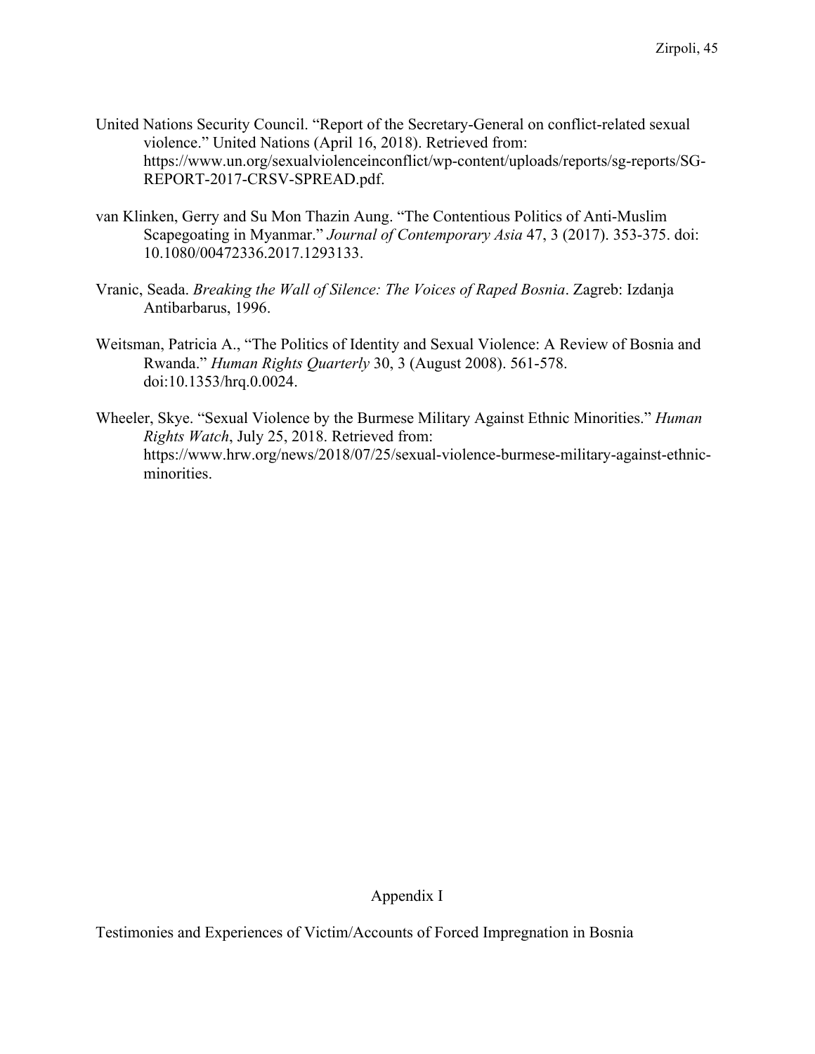United Nations Security Council. "Report of the Secretary-General on conflict-related sexual violence." United Nations (April 16, 2018). Retrieved from: https://www.un.org/sexualviolenceinconflict/wp-content/uploads/reports/sg-reports/SG-REPORT-2017-CRSV-SPREAD.pdf.

van Klinken, Gerry and Su Mon Thazin Aung. "The Contentious Politics of Anti-Muslim Scapegoating in Myanmar." *Journal of Contemporary Asia* 47, 3 (2017). 353-375. doi: 10.1080/00472336.2017.1293133.

Vranic, Seada. *Breaking the Wall of Silence: The Voices of Raped Bosnia*. Zagreb: Izdanja Antibarbarus, 1996.

Weitsman, Patricia A., "The Politics of Identity and Sexual Violence: A Review of Bosnia and Rwanda." *Human Rights Quarterly* 30, 3 (August 2008). 561-578. doi:10.1353/hrq.0.0024.

Wheeler, Skye. "Sexual Violence by the Burmese Military Against Ethnic Minorities." *Human Rights Watch*, July 25, 2018. Retrieved from: https://www.hrw.org/news/2018/07/25/sexual-violence-burmese-military-against-ethnic-minorities.

## Appendix I

Testimonies and Experiences of Victim/Accounts of Forced Impregnation in Bosnia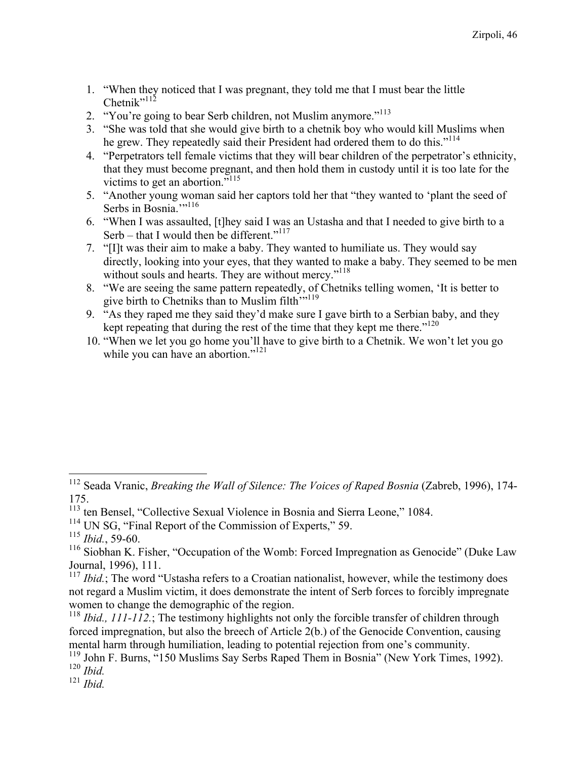1. "When they noticed that I was pregnant, they told me that I must bear the little Chetnik"[112]
2. "You're going to bear Serb children, not Muslim anymore."[113]
3. "She was told that she would give birth to a chetnik boy who would kill Muslims when he grew. They repeatedly said their President had ordered them to do this."[114]
4. "Perpetrators tell female victims that they will bear children of the perpetrator's ethnicity, that they must become pregnant, and then hold them in custody until it is too late for the victims to get an abortion."[115]
5. "Another young woman said her captors told her that "they wanted to 'plant the seed of Serbs in Bosnia.'"[116]
6. "When I was assaulted, [t]hey said I was an Ustasha and that I needed to give birth to a Serb – that I would then be different."[117]
7. "[I]t was their aim to make a baby. They wanted to humiliate us. They would say directly, looking into your eyes, that they wanted to make a baby. They seemed to be men without souls and hearts. They are without mercy."[118]
8. "We are seeing the same pattern repeatedly, of Chetniks telling women, 'It is better to give birth to Chetniks than to Muslim filth'"[119]
9. "As they raped me they said they'd make sure I gave birth to a Serbian baby, and they kept repeating that during the rest of the time that they kept me there."[120]
10. "When we let you go home you'll have to give birth to a Chetnik. We won't let you go while you can have an abortion."[121]

---

[112] Seada Vranic, *Breaking the Wall of Silence: The Voices of Raped Bosnia* (Zabreb, 1996), 174-175.

[113] ten Bensel, "Collective Sexual Violence in Bosnia and Sierra Leone," 1084.

[114] UN SG, "Final Report of the Commission of Experts," 59.

[115] *Ibid.*, 59-60.

[116] Siobhan K. Fisher, "Occupation of the Womb: Forced Impregnation as Genocide" (Duke Law Journal, 1996), 111.

[117] *Ibid.*; The word "Ustasha refers to a Croatian nationalist, however, while the testimony does not regard a Muslim victim, it does demonstrate the intent of Serb forces to forcibly impregnate women to change the demographic of the region.

[118] *Ibid., 111-112.*; The testimony highlights not only the forcible transfer of children through forced impregnation, but also the breech of Article 2(b.) of the Genocide Convention, causing mental harm through humiliation, leading to potential rejection from one's community.

[119] John F. Burns, "150 Muslims Say Serbs Raped Them in Bosnia" (New York Times, 1992).

[120] *Ibid.*

[121] *Ibid.*